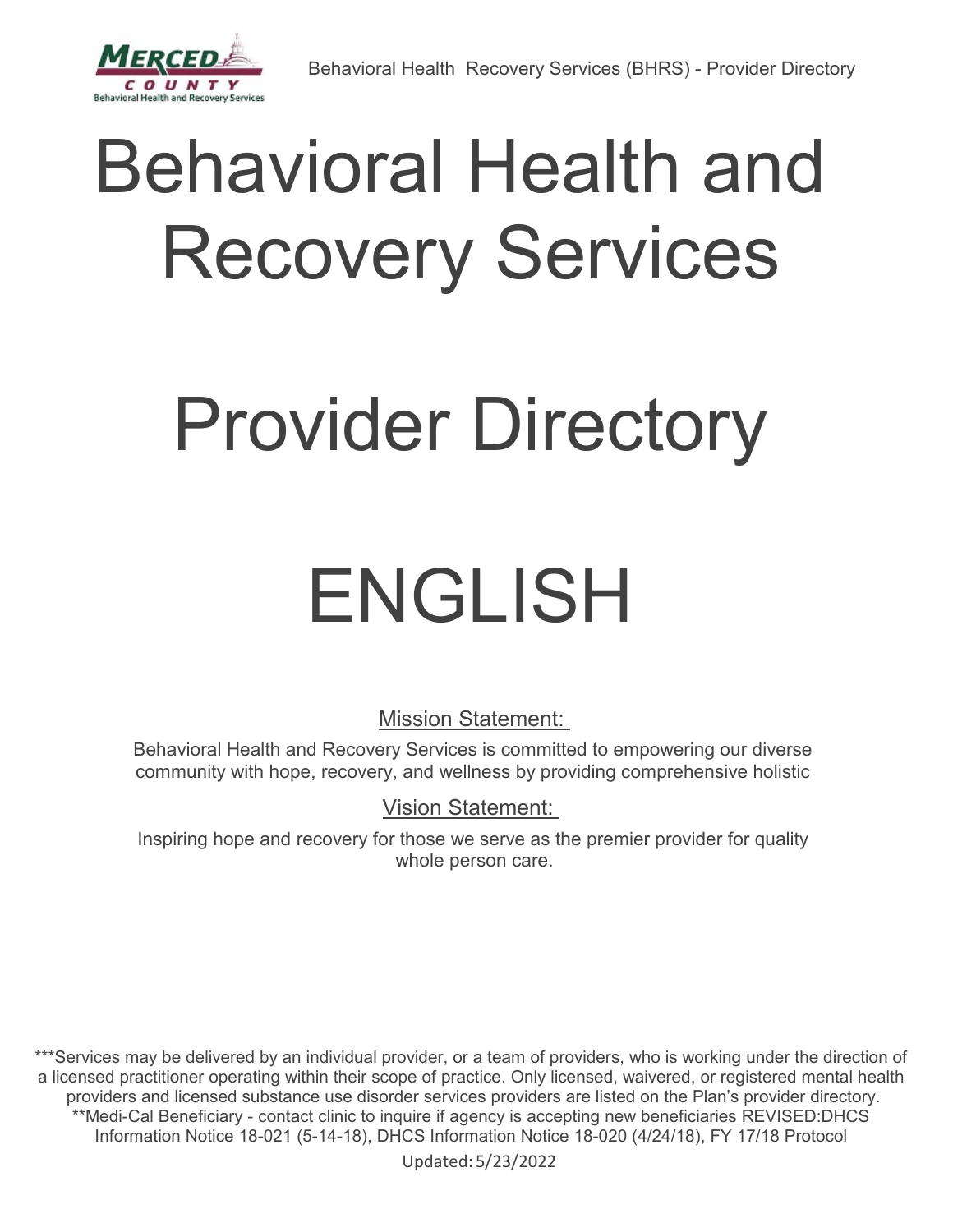# Behavioral Health and Recovery Services

# Provider Directory

# ENGLISH

Mission Statement:

Behavioral Health and Recovery Services is committed to empowering our diverse community with hope, recovery, and wellness by providing comprehensive holistic

Vision Statement:

Inspiring hope and recovery for those we serve as the premier provider for quality whole person care.

***Services may be delivered by an individual provider, or a team of providers, who is working under the direction of a licensed practitioner operating within their scope of practice. Only licensed, waivered, or registered mental health providers and licensed substance use disorder services providers are listed on the Plan's provider directory. **Medi-Cal Beneficiary - contact clinic to inquire if agency is accepting new beneficiaries REVISED:DHCS Information Notice 18-021 (5-14-18), DHCS Information Notice 18-020 (4/24/18), FY 17/18 Protocol

Updated: 5/23/2022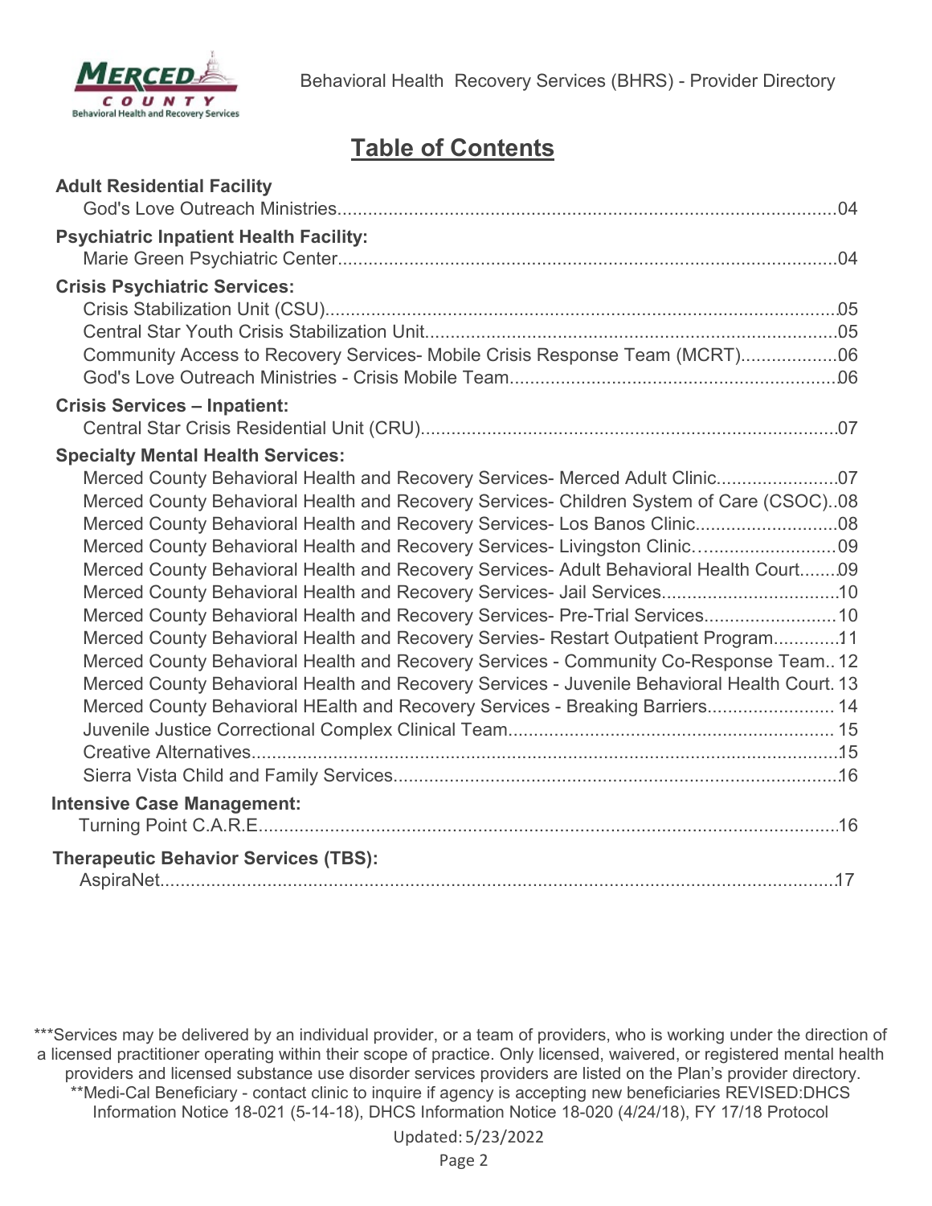# Table of Contents

**Adult Residential Facility**

God's Love Outreach Ministries....04

**Psychiatric Inpatient Health Facility:**

Marie Green Psychiatric Center....04

**Crisis Psychiatric Services:**

Crisis Stabilization Unit (CSU)....05
Central Star Youth Crisis Stabilization Unit....05
Community Access to Recovery Services- Mobile Crisis Response Team (MCRT)....06
God's Love Outreach Ministries - Crisis Mobile Team....06

**Crisis Services – Inpatient:**

Central Star Crisis Residential Unit (CRU)....07

**Specialty Mental Health Services:**

Merced County Behavioral Health and Recovery Services- Merced Adult Clinic....07
Merced County Behavioral Health and Recovery Services- Children System of Care (CSOC)..08
Merced County Behavioral Health and Recovery Services- Los Banos Clinic....08
Merced County Behavioral Health and Recovery Services- Livingston Clinic....09
Merced County Behavioral Health and Recovery Services- Adult Behavioral Health Court....09
Merced County Behavioral Health and Recovery Services- Jail Services....10
Merced County Behavioral Health and Recovery Services- Pre-Trial Services....10
Merced County Behavioral Health and Recovery Servies- Restart Outpatient Program....11
Merced County Behavioral Health and Recovery Services - Community Co-Response Team..12
Merced County Behavioral Health and Recovery Services - Juvenile Behavioral Health Court. 13
Merced County Behavioral HEalth and Recovery Services - Breaking Barriers.... 14
Juvenile Justice Correctional Complex Clinical Team.... 15
Creative Alternatives....15
Sierra Vista Child and Family Services....16

**Intensive Case Management:**

Turning Point C.A.R.E....16

**Therapeutic Behavior Services (TBS):**

AspiraNet....17

***Services may be delivered by an individual provider, or a team of providers, who is working under the direction of a licensed practitioner operating within their scope of practice. Only licensed, waivered, or registered mental health providers and licensed substance use disorder services providers are listed on the Plan's provider directory.
**Medi-Cal Beneficiary - contact clinic to inquire if agency is accepting new beneficiaries REVISED:DHCS Information Notice 18-021 (5-14-18), DHCS Information Notice 18-020 (4/24/18), FY 17/18 Protocol

Updated: 5/23/2022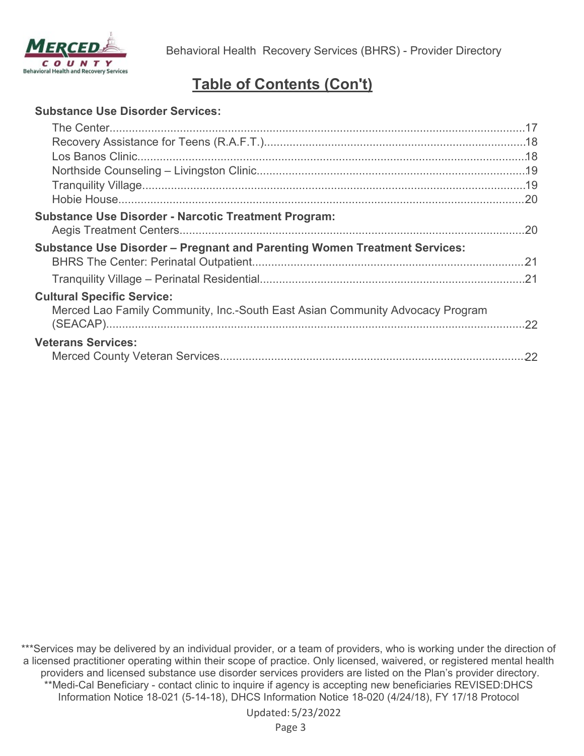## Table of Contents (Con't)

**Substance Use Disorder Services:**

The Center....17
Recovery Assistance for Teens (R.A.F.T.)....18
Los Banos Clinic....18
Northside Counseling – Livingston Clinic....19
Tranquility Village....19
Hobie House....20

**Substance Use Disorder - Narcotic Treatment Program:**

Aegis Treatment Centers....20

**Substance Use Disorder – Pregnant and Parenting Women Treatment Services:**

BHRS The Center: Perinatal Outpatient....21
Tranquility Village – Perinatal Residential....21

**Cultural Specific Service:**

Merced Lao Family Community, Inc.-South East Asian Community Advocacy Program (SEACAP)....22

**Veterans Services:**

Merced County Veteran Services....22

***Services may be delivered by an individual provider, or a team of providers, who is working under the direction of a licensed practitioner operating within their scope of practice. Only licensed, waivered, or registered mental health providers and licensed substance use disorder services providers are listed on the Plan's provider directory.
**Medi-Cal Beneficiary - contact clinic to inquire if agency is accepting new beneficiaries REVISED:DHCS Information Notice 18-021 (5-14-18), DHCS Information Notice 18-020 (4/24/18), FY 17/18 Protocol

Updated: 5/23/2022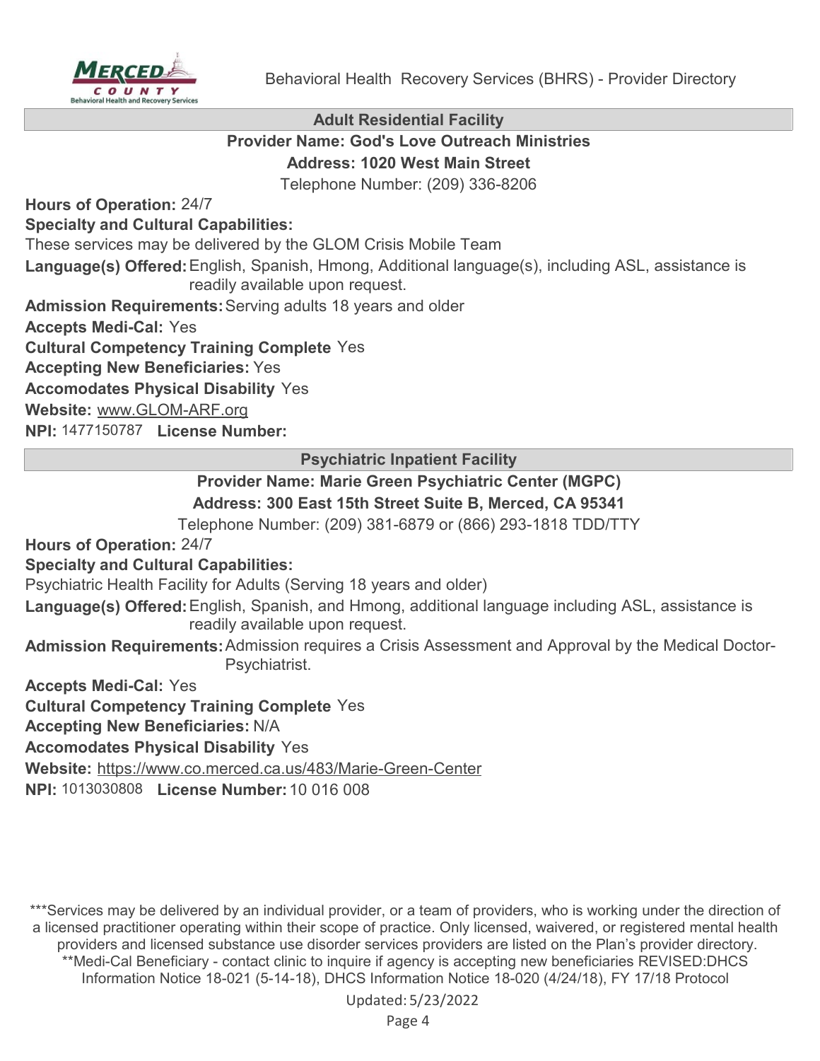## Adult Residential Facility

**Provider Name: God's Love Outreach Ministries**

**Address: 1020 West Main Street**

Telephone Number: (209) 336-8206

**Hours of Operation:** 24/7

**Specialty and Cultural Capabilities:**

These services may be delivered by the GLOM Crisis Mobile Team

**Language(s) Offered:** English, Spanish, Hmong, Additional language(s), including ASL, assistance is readily available upon request.

**Admission Requirements:** Serving adults 18 years and older

**Accepts Medi-Cal:** Yes

**Cultural Competency Training Complete** Yes

**Accepting New Beneficiaries:** Yes

**Accomodates Physical Disability** Yes

**Website:** www.GLOM-ARF.org

**NPI:** 1477150787 **License Number:**

## Psychiatric Inpatient Facility

**Provider Name: Marie Green Psychiatric Center (MGPC)**

**Address: 300 East 15th Street Suite B, Merced, CA 95341**

Telephone Number: (209) 381-6879 or (866) 293-1818 TDD/TTY

**Hours of Operation:** 24/7

**Specialty and Cultural Capabilities:**

Psychiatric Health Facility for Adults (Serving 18 years and older)

**Language(s) Offered:** English, Spanish, and Hmong, additional language including ASL, assistance is readily available upon request.

**Admission Requirements:** Admission requires a Crisis Assessment and Approval by the Medical Doctor-Psychiatrist.

**Accepts Medi-Cal:** Yes

**Cultural Competency Training Complete** Yes

**Accepting New Beneficiaries:** N/A

**Accomodates Physical Disability** Yes

**Website:** https://www.co.merced.ca.us/483/Marie-Green-Center

**NPI:** 1013030808 **License Number:** 10 016 008

***Services may be delivered by an individual provider, or a team of providers, who is working under the direction of a licensed practitioner operating within their scope of practice. Only licensed, waivered, or registered mental health providers and licensed substance use disorder services providers are listed on the Plan's provider directory.

**Medi-Cal Beneficiary - contact clinic to inquire if agency is accepting new beneficiaries REVISED:DHCS Information Notice 18-021 (5-14-18), DHCS Information Notice 18-020 (4/24/18), FY 17/18 Protocol

Updated: 5/23/2022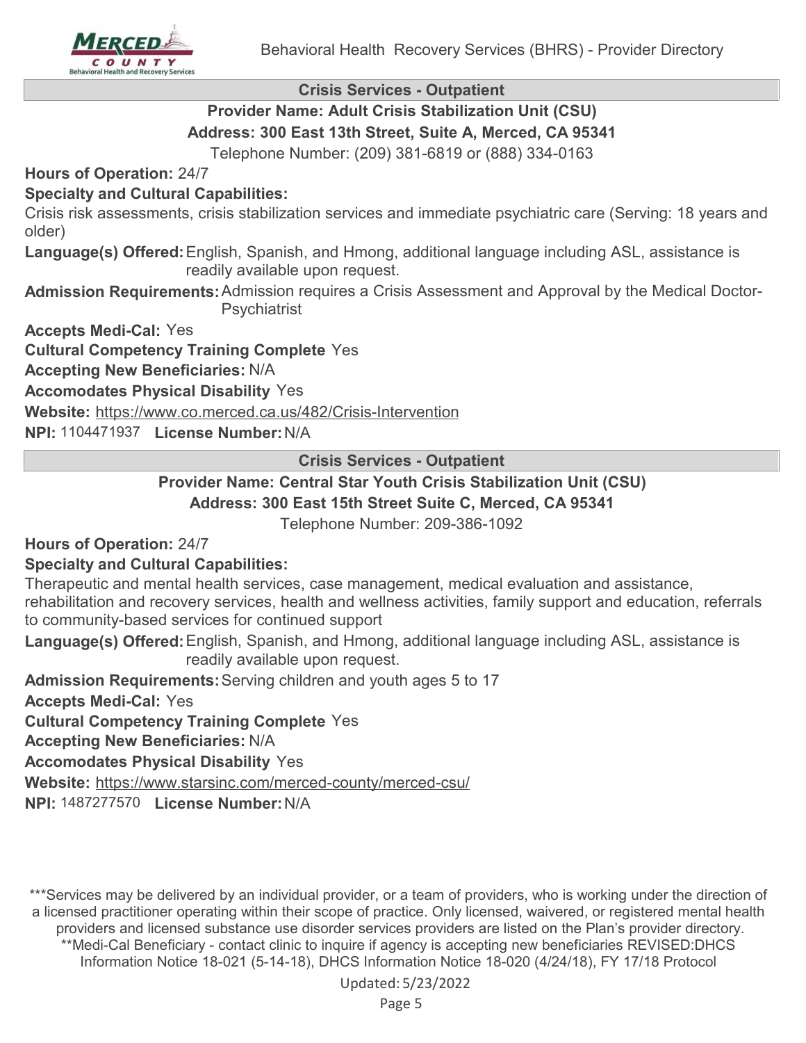## Crisis Services - Outpatient

### Provider Name: Adult Crisis Stabilization Unit (CSU)

**Address: 300 East 13th Street, Suite A, Merced, CA 95341**

Telephone Number: (209) 381-6819 or (888) 334-0163

**Hours of Operation:** 24/7

**Specialty and Cultural Capabilities:**

Crisis risk assessments, crisis stabilization services and immediate psychiatric care (Serving: 18 years and older)

**Language(s) Offered:** English, Spanish, and Hmong, additional language including ASL, assistance is readily available upon request.

**Admission Requirements:** Admission requires a Crisis Assessment and Approval by the Medical Doctor-Psychiatrist

**Accepts Medi-Cal:** Yes

**Cultural Competency Training Complete** Yes

**Accepting New Beneficiaries:** N/A

**Accomodates Physical Disability** Yes

**Website:** https://www.co.merced.ca.us/482/Crisis-Intervention

**NPI:** 1104471937 **License Number:** N/A

## Crisis Services - Outpatient

### Provider Name: Central Star Youth Crisis Stabilization Unit (CSU)

**Address: 300 East 15th Street Suite C, Merced, CA 95341**

Telephone Number: 209-386-1092

**Hours of Operation:** 24/7

**Specialty and Cultural Capabilities:**

Therapeutic and mental health services, case management, medical evaluation and assistance, rehabilitation and recovery services, health and wellness activities, family support and education, referrals to community-based services for continued support

**Language(s) Offered:** English, Spanish, and Hmong, additional language including ASL, assistance is readily available upon request.

**Admission Requirements:** Serving children and youth ages 5 to 17

**Accepts Medi-Cal:** Yes

**Cultural Competency Training Complete** Yes

**Accepting New Beneficiaries:** N/A

**Accomodates Physical Disability** Yes

**Website:** https://www.starsinc.com/merced-county/merced-csu/

**NPI:** 1487277570 **License Number:** N/A

***Services may be delivered by an individual provider, or a team of providers, who is working under the direction of a licensed practitioner operating within their scope of practice. Only licensed, waivered, or registered mental health providers and licensed substance use disorder services providers are listed on the Plan's provider directory.
**Medi-Cal Beneficiary - contact clinic to inquire if agency is accepting new beneficiaries REVISED:DHCS Information Notice 18-021 (5-14-18), DHCS Information Notice 18-020 (4/24/18), FY 17/18 Protocol

Updated: 5/23/2022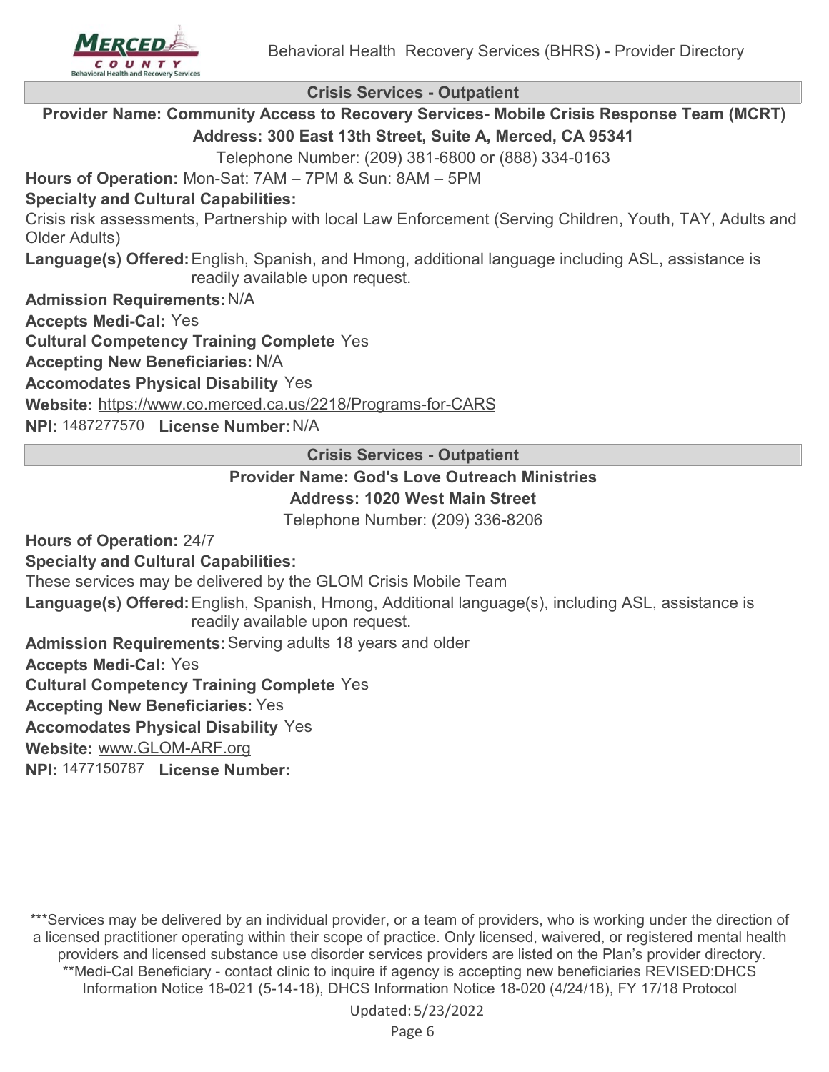## Crisis Services - Outpatient

**Provider Name: Community Access to Recovery Services- Mobile Crisis Response Team (MCRT)**

**Address: 300 East 13th Street, Suite A, Merced, CA 95341**

Telephone Number: (209) 381-6800 or (888) 334-0163

**Hours of Operation:** Mon-Sat: 7AM – 7PM & Sun: 8AM – 5PM

**Specialty and Cultural Capabilities:**

Crisis risk assessments, Partnership with local Law Enforcement (Serving Children, Youth, TAY, Adults and Older Adults)

**Language(s) Offered:** English, Spanish, and Hmong, additional language including ASL, assistance is readily available upon request.

**Admission Requirements:** N/A

**Accepts Medi-Cal:** Yes

**Cultural Competency Training Complete** Yes

**Accepting New Beneficiaries:** N/A

**Accomodates Physical Disability** Yes

**Website:** https://www.co.merced.ca.us/2218/Programs-for-CARS

**NPI:** 1487277570 **License Number:** N/A

## Crisis Services - Outpatient

**Provider Name: God's Love Outreach Ministries**

**Address: 1020 West Main Street**

Telephone Number: (209) 336-8206

**Hours of Operation:** 24/7

**Specialty and Cultural Capabilities:**

These services may be delivered by the GLOM Crisis Mobile Team

**Language(s) Offered:** English, Spanish, Hmong, Additional language(s), including ASL, assistance is readily available upon request.

**Admission Requirements:** Serving adults 18 years and older

**Accepts Medi-Cal:** Yes

**Cultural Competency Training Complete** Yes

**Accepting New Beneficiaries:** Yes

**Accomodates Physical Disability** Yes

**Website:** www.GLOM-ARF.org

**NPI:** 1477150787 **License Number:**

***Services may be delivered by an individual provider, or a team of providers, who is working under the direction of a licensed practitioner operating within their scope of practice. Only licensed, waivered, or registered mental health providers and licensed substance use disorder services providers are listed on the Plan's provider directory. **Medi-Cal Beneficiary - contact clinic to inquire if agency is accepting new beneficiaries REVISED:DHCS Information Notice 18-021 (5-14-18), DHCS Information Notice 18-020 (4/24/18), FY 17/18 Protocol

Updated: 5/23/2022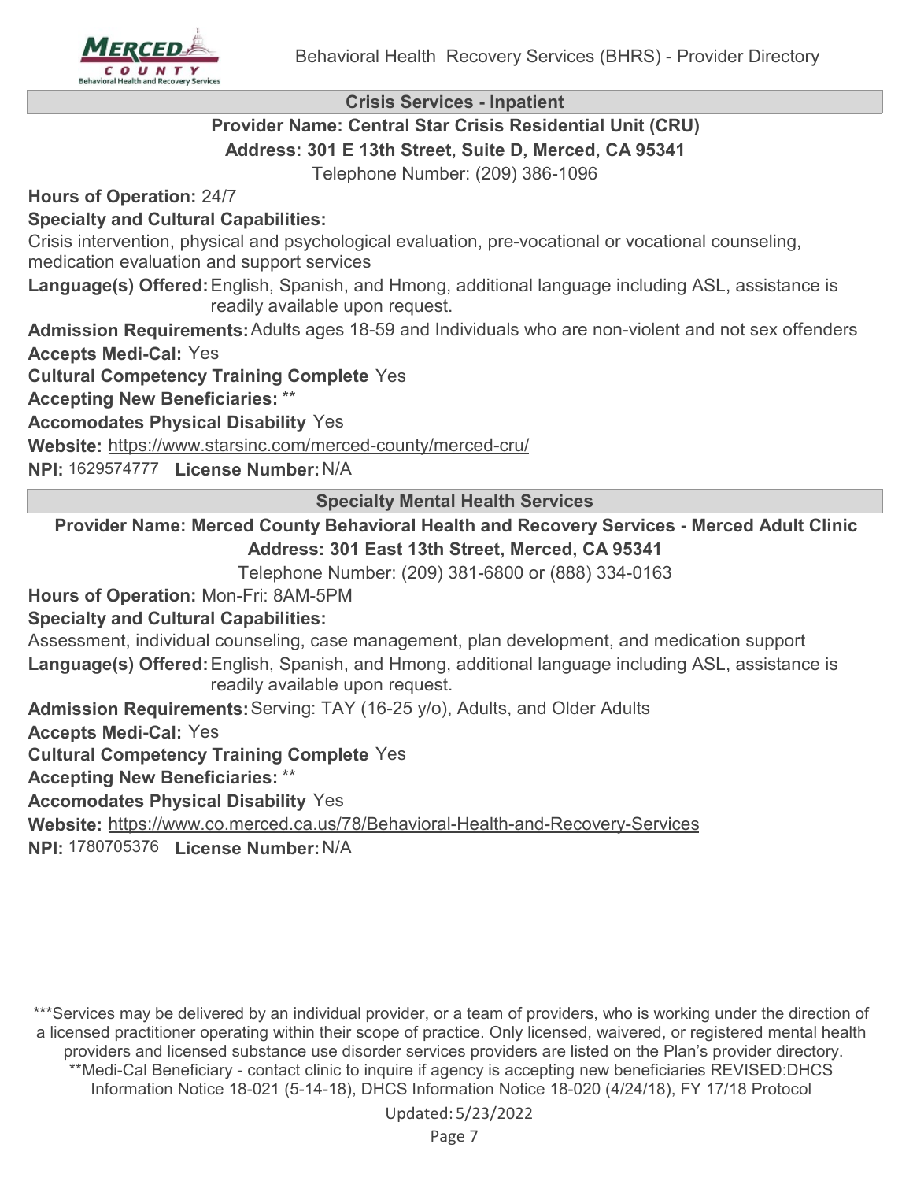## Crisis Services - Inpatient

**Provider Name: Central Star Crisis Residential Unit (CRU)**
**Address: 301 E 13th Street, Suite D, Merced, CA 95341**
Telephone Number: (209) 386-1096

**Hours of Operation:** 24/7

**Specialty and Cultural Capabilities:**
Crisis intervention, physical and psychological evaluation, pre-vocational or vocational counseling, medication evaluation and support services

**Language(s) Offered:** English, Spanish, and Hmong, additional language including ASL, assistance is readily available upon request.

**Admission Requirements:** Adults ages 18-59 and Individuals who are non-violent and not sex offenders

**Accepts Medi-Cal:** Yes

**Cultural Competency Training Complete** Yes

**Accepting New Beneficiaries:** **

**Accomodates Physical Disability** Yes

**Website:** https://www.starsinc.com/merced-county/merced-cru/

**NPI:** 1629574777 **License Number:** N/A

## Specialty Mental Health Services

**Provider Name: Merced County Behavioral Health and Recovery Services - Merced Adult Clinic**
**Address: 301 East 13th Street, Merced, CA 95341**
Telephone Number: (209) 381-6800 or (888) 334-0163

**Hours of Operation:** Mon-Fri: 8AM-5PM

**Specialty and Cultural Capabilities:**
Assessment, individual counseling, case management, plan development, and medication support

**Language(s) Offered:** English, Spanish, and Hmong, additional language including ASL, assistance is readily available upon request.

**Admission Requirements:** Serving: TAY (16-25 y/o), Adults, and Older Adults

**Accepts Medi-Cal:** Yes

**Cultural Competency Training Complete** Yes

**Accepting New Beneficiaries:** **

**Accomodates Physical Disability** Yes

**Website:** https://www.co.merced.ca.us/78/Behavioral-Health-and-Recovery-Services

**NPI:** 1780705376 **License Number:** N/A

***Services may be delivered by an individual provider, or a team of providers, who is working under the direction of a licensed practitioner operating within their scope of practice. Only licensed, waivered, or registered mental health providers and licensed substance use disorder services providers are listed on the Plan's provider directory.
**Medi-Cal Beneficiary - contact clinic to inquire if agency is accepting new beneficiaries REVISED:DHCS Information Notice 18-021 (5-14-18), DHCS Information Notice 18-020 (4/24/18), FY 17/18 Protocol

Updated: 5/23/2022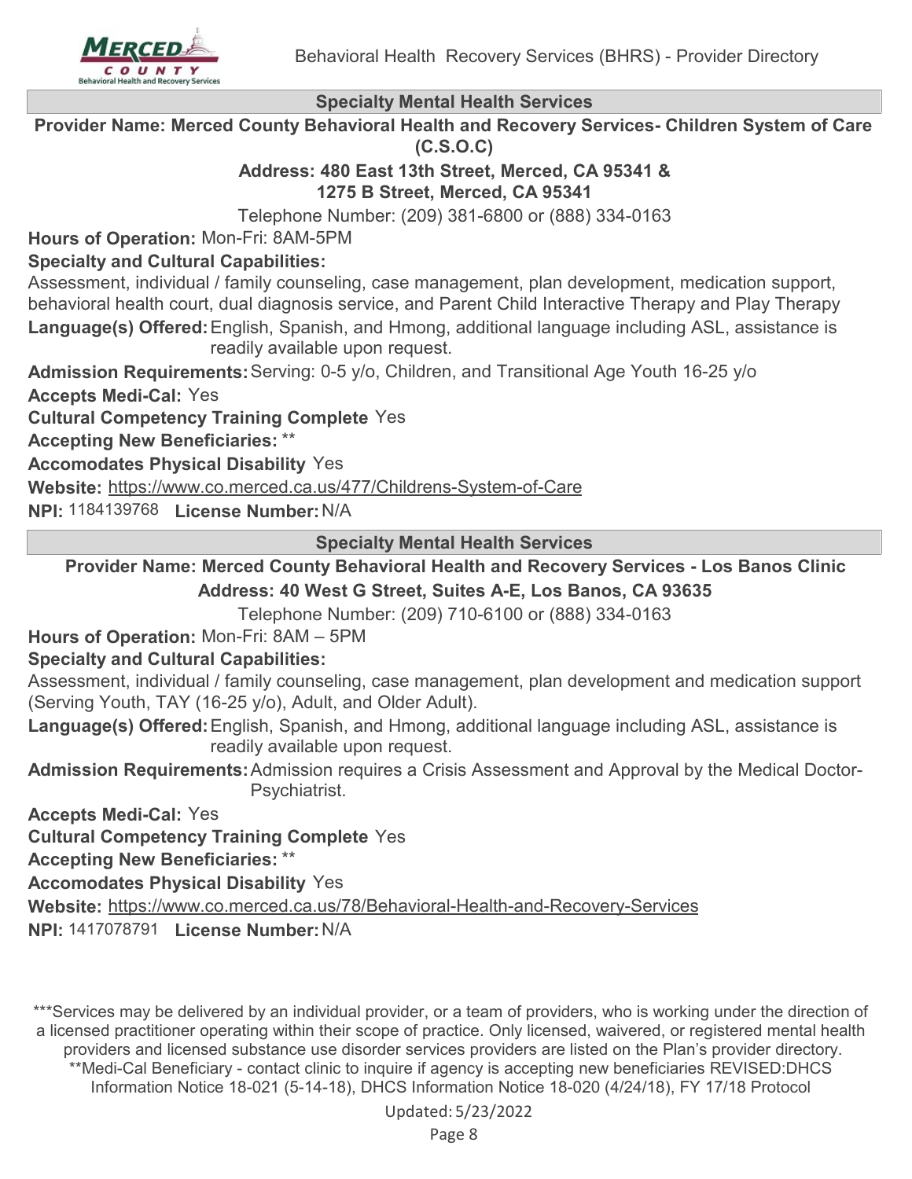## Specialty Mental Health Services

**Provider Name: Merced County Behavioral Health and Recovery Services- Children System of Care (C.S.O.C)**

**Address: 480 East 13th Street, Merced, CA 95341 &**
**1275 B Street, Merced, CA 95341**

Telephone Number: (209) 381-6800 or (888) 334-0163

**Hours of Operation:** Mon-Fri: 8AM-5PM

**Specialty and Cultural Capabilities:**

Assessment, individual / family counseling, case management, plan development, medication support, behavioral health court, dual diagnosis service, and Parent Child Interactive Therapy and Play Therapy

**Language(s) Offered:** English, Spanish, and Hmong, additional language including ASL, assistance is readily available upon request.

**Admission Requirements:** Serving: 0-5 y/o, Children, and Transitional Age Youth 16-25 y/o

**Accepts Medi-Cal:** Yes

**Cultural Competency Training Complete** Yes

**Accepting New Beneficiaries:** **

**Accomodates Physical Disability** Yes

**Website:** https://www.co.merced.ca.us/477/Childrens-System-of-Care

**NPI:** 1184139768 **License Number:** N/A

## Specialty Mental Health Services

**Provider Name: Merced County Behavioral Health and Recovery Services - Los Banos Clinic**

**Address: 40 West G Street, Suites A-E, Los Banos, CA 93635**

Telephone Number: (209) 710-6100 or (888) 334-0163

**Hours of Operation:** Mon-Fri: 8AM – 5PM

**Specialty and Cultural Capabilities:**

Assessment, individual / family counseling, case management, plan development and medication support (Serving Youth, TAY (16-25 y/o), Adult, and Older Adult).

**Language(s) Offered:** English, Spanish, and Hmong, additional language including ASL, assistance is readily available upon request.

**Admission Requirements:** Admission requires a Crisis Assessment and Approval by the Medical Doctor-Psychiatrist.

**Accepts Medi-Cal:** Yes

**Cultural Competency Training Complete** Yes

**Accepting New Beneficiaries:** **

**Accomodates Physical Disability** Yes

**Website:** https://www.co.merced.ca.us/78/Behavioral-Health-and-Recovery-Services

**NPI:** 1417078791 **License Number:** N/A

***Services may be delivered by an individual provider, or a team of providers, who is working under the direction of a licensed practitioner operating within their scope of practice. Only licensed, waivered, or registered mental health providers and licensed substance use disorder services providers are listed on the Plan's provider directory.
**Medi-Cal Beneficiary - contact clinic to inquire if agency is accepting new beneficiaries REVISED:DHCS Information Notice 18-021 (5-14-18), DHCS Information Notice 18-020 (4/24/18), FY 17/18 Protocol

Updated: 5/23/2022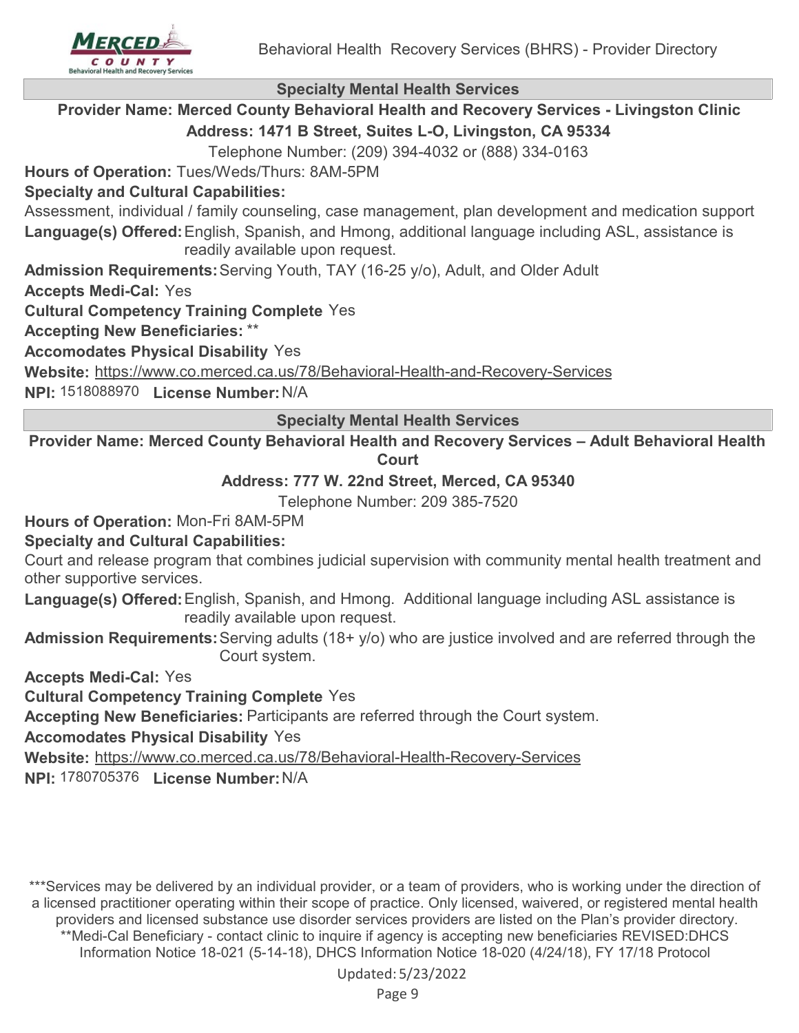## Specialty Mental Health Services

**Provider Name: Merced County Behavioral Health and Recovery Services - Livingston Clinic**

**Address: 1471 B Street, Suites L-O, Livingston, CA 95334**

Telephone Number: (209) 394-4032 or (888) 334-0163

**Hours of Operation:** Tues/Weds/Thurs: 8AM-5PM

**Specialty and Cultural Capabilities:**

Assessment, individual / family counseling, case management, plan development and medication support

**Language(s) Offered:** English, Spanish, and Hmong, additional language including ASL, assistance is readily available upon request.

**Admission Requirements:** Serving Youth, TAY (16-25 y/o), Adult, and Older Adult

**Accepts Medi-Cal:** Yes

**Cultural Competency Training Complete** Yes

**Accepting New Beneficiaries:** **

**Accomodates Physical Disability** Yes

**Website:** https://www.co.merced.ca.us/78/Behavioral-Health-and-Recovery-Services

**NPI:** 1518088970 **License Number:** N/A

## Specialty Mental Health Services

**Provider Name: Merced County Behavioral Health and Recovery Services – Adult Behavioral Health Court**

**Address: 777 W. 22nd Street, Merced, CA 95340**

Telephone Number: 209 385-7520

**Hours of Operation:** Mon-Fri 8AM-5PM

**Specialty and Cultural Capabilities:**

Court and release program that combines judicial supervision with community mental health treatment and other supportive services.

**Language(s) Offered:** English, Spanish, and Hmong. Additional language including ASL assistance is readily available upon request.

**Admission Requirements:** Serving adults (18+ y/o) who are justice involved and are referred through the Court system.

**Accepts Medi-Cal:** Yes

**Cultural Competency Training Complete** Yes

**Accepting New Beneficiaries:** Participants are referred through the Court system.

**Accomodates Physical Disability** Yes

**Website:** https://www.co.merced.ca.us/78/Behavioral-Health-Recovery-Services

**NPI:** 1780705376 **License Number:** N/A

***Services may be delivered by an individual provider, or a team of providers, who is working under the direction of a licensed practitioner operating within their scope of practice. Only licensed, waivered, or registered mental health providers and licensed substance use disorder services providers are listed on the Plan's provider directory.
**Medi-Cal Beneficiary - contact clinic to inquire if agency is accepting new beneficiaries REVISED:DHCS Information Notice 18-021 (5-14-18), DHCS Information Notice 18-020 (4/24/18), FY 17/18 Protocol

Updated: 5/23/2022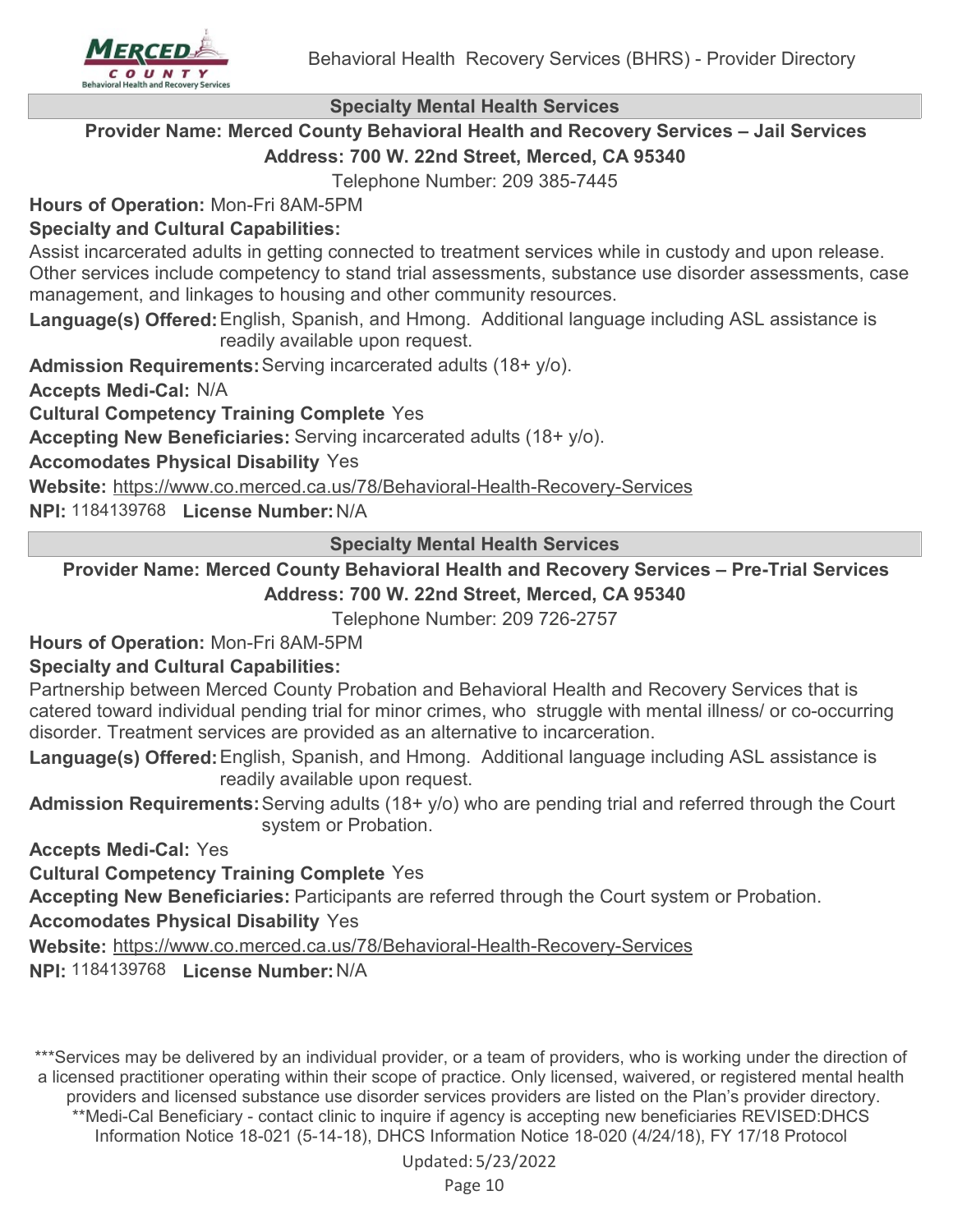## Specialty Mental Health Services

**Provider Name: Merced County Behavioral Health and Recovery Services – Jail Services**

**Address: 700 W. 22nd Street, Merced, CA 95340**

Telephone Number: 209 385-7445

**Hours of Operation:** Mon-Fri 8AM-5PM

**Specialty and Cultural Capabilities:**

Assist incarcerated adults in getting connected to treatment services while in custody and upon release. Other services include competency to stand trial assessments, substance use disorder assessments, case management, and linkages to housing and other community resources.

**Language(s) Offered:** English, Spanish, and Hmong. Additional language including ASL assistance is readily available upon request.

**Admission Requirements:** Serving incarcerated adults (18+ y/o).

**Accepts Medi-Cal:** N/A

**Cultural Competency Training Complete** Yes

**Accepting New Beneficiaries:** Serving incarcerated adults (18+ y/o).

**Accomodates Physical Disability** Yes

**Website:** https://www.co.merced.ca.us/78/Behavioral-Health-Recovery-Services

**NPI:** 1184139768 **License Number:** N/A

## Specialty Mental Health Services

**Provider Name: Merced County Behavioral Health and Recovery Services – Pre-Trial Services**

**Address: 700 W. 22nd Street, Merced, CA 95340**

Telephone Number: 209 726-2757

**Hours of Operation:** Mon-Fri 8AM-5PM

**Specialty and Cultural Capabilities:**

Partnership between Merced County Probation and Behavioral Health and Recovery Services that is catered toward individual pending trial for minor crimes, who struggle with mental illness/ or co-occurring disorder. Treatment services are provided as an alternative to incarceration.

**Language(s) Offered:** English, Spanish, and Hmong. Additional language including ASL assistance is readily available upon request.

**Admission Requirements:** Serving adults (18+ y/o) who are pending trial and referred through the Court system or Probation.

**Accepts Medi-Cal:** Yes

**Cultural Competency Training Complete** Yes

**Accepting New Beneficiaries:** Participants are referred through the Court system or Probation.

**Accomodates Physical Disability** Yes

**Website:** https://www.co.merced.ca.us/78/Behavioral-Health-Recovery-Services

**NPI:** 1184139768 **License Number:** N/A

***Services may be delivered by an individual provider, or a team of providers, who is working under the direction of a licensed practitioner operating within their scope of practice. Only licensed, waivered, or registered mental health providers and licensed substance use disorder services providers are listed on the Plan's provider directory.
**Medi-Cal Beneficiary - contact clinic to inquire if agency is accepting new beneficiaries REVISED:DHCS Information Notice 18-021 (5-14-18), DHCS Information Notice 18-020 (4/24/18), FY 17/18 Protocol

Updated: 5/23/2022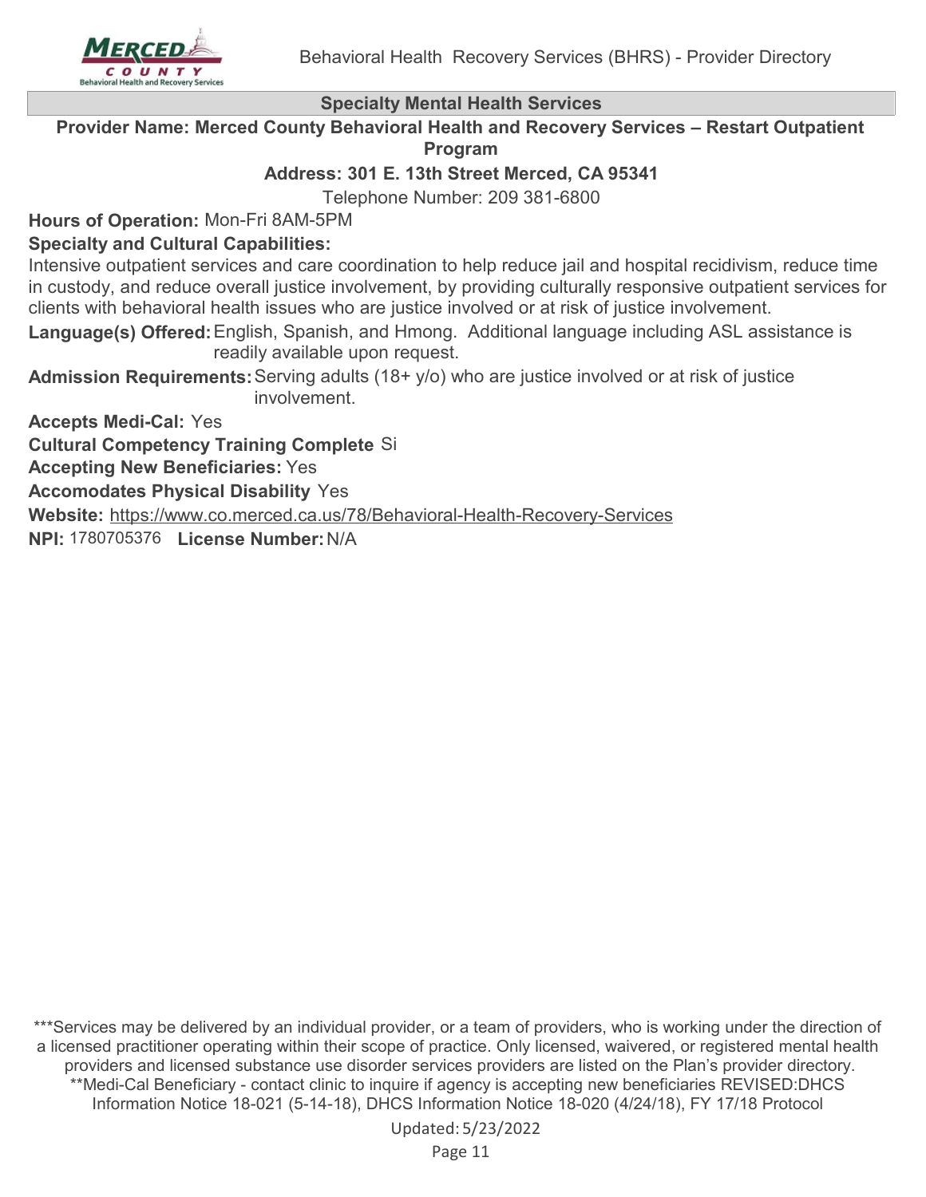## Specialty Mental Health Services

**Provider Name: Merced County Behavioral Health and Recovery Services – Restart Outpatient Program**

**Address: 301 E. 13th Street Merced, CA 95341**

Telephone Number: 209 381-6800

**Hours of Operation:** Mon-Fri 8AM-5PM

**Specialty and Cultural Capabilities:**

Intensive outpatient services and care coordination to help reduce jail and hospital recidivism, reduce time in custody, and reduce overall justice involvement, by providing culturally responsive outpatient services for clients with behavioral health issues who are justice involved or at risk of justice involvement.

**Language(s) Offered:** English, Spanish, and Hmong. Additional language including ASL assistance is readily available upon request.

**Admission Requirements:** Serving adults (18+ y/o) who are justice involved or at risk of justice involvement.

**Accepts Medi-Cal:** Yes

**Cultural Competency Training Complete** Si

**Accepting New Beneficiaries:** Yes

**Accomodates Physical Disability** Yes

**Website:** https://www.co.merced.ca.us/78/Behavioral-Health-Recovery-Services

**NPI:** 1780705376 **License Number:** N/A

***Services may be delivered by an individual provider, or a team of providers, who is working under the direction of a licensed practitioner operating within their scope of practice. Only licensed, waivered, or registered mental health providers and licensed substance use disorder services providers are listed on the Plan's provider directory.
**Medi-Cal Beneficiary - contact clinic to inquire if agency is accepting new beneficiaries REVISED:DHCS Information Notice 18-021 (5-14-18), DHCS Information Notice 18-020 (4/24/18), FY 17/18 Protocol

Updated: 5/23/2022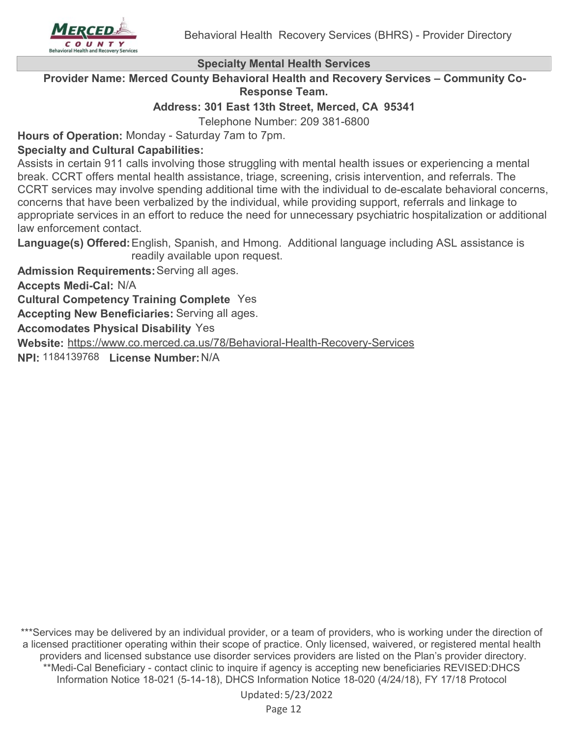## Specialty Mental Health Services

**Provider Name: Merced County Behavioral Health and Recovery Services – Community Co-Response Team.**

**Address: 301 East 13th Street, Merced, CA 95341**

Telephone Number: 209 381-6800

**Hours of Operation:** Monday - Saturday 7am to 7pm.

**Specialty and Cultural Capabilities:**

Assists in certain 911 calls involving those struggling with mental health issues or experiencing a mental break. CCRT offers mental health assistance, triage, screening, crisis intervention, and referrals. The CCRT services may involve spending additional time with the individual to de-escalate behavioral concerns, concerns that have been verbalized by the individual, while providing support, referrals and linkage to appropriate services in an effort to reduce the need for unnecessary psychiatric hospitalization or additional law enforcement contact.

**Language(s) Offered:** English, Spanish, and Hmong. Additional language including ASL assistance is readily available upon request.

**Admission Requirements:** Serving all ages.

**Accepts Medi-Cal:** N/A

**Cultural Competency Training Complete** Yes

**Accepting New Beneficiaries:** Serving all ages.

**Accomodates Physical Disability** Yes

**Website:** https://www.co.merced.ca.us/78/Behavioral-Health-Recovery-Services

**NPI:** 1184139768 **License Number:** N/A

***Services may be delivered by an individual provider, or a team of providers, who is working under the direction of a licensed practitioner operating within their scope of practice. Only licensed, waivered, or registered mental health providers and licensed substance use disorder services providers are listed on the Plan's provider directory.
**Medi-Cal Beneficiary - contact clinic to inquire if agency is accepting new beneficiaries REVISED:DHCS Information Notice 18-021 (5-14-18), DHCS Information Notice 18-020 (4/24/18), FY 17/18 Protocol

Updated: 5/23/2022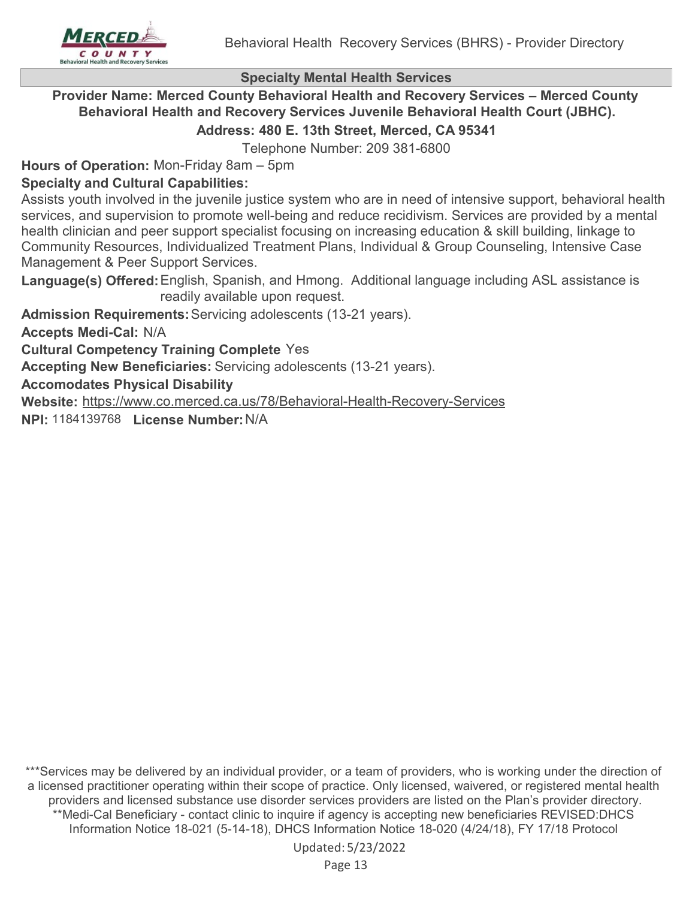## Specialty Mental Health Services

**Provider Name: Merced County Behavioral Health and Recovery Services – Merced County Behavioral Health and Recovery Services Juvenile Behavioral Health Court (JBHC).**

**Address: 480 E. 13th Street, Merced, CA 95341**

Telephone Number: 209 381-6800

**Hours of Operation:** Mon-Friday 8am – 5pm

**Specialty and Cultural Capabilities:**

Assists youth involved in the juvenile justice system who are in need of intensive support, behavioral health services, and supervision to promote well-being and reduce recidivism. Services are provided by a mental health clinician and peer support specialist focusing on increasing education & skill building, linkage to Community Resources, Individualized Treatment Plans, Individual & Group Counseling, Intensive Case Management & Peer Support Services.

**Language(s) Offered:** English, Spanish, and Hmong. Additional language including ASL assistance is readily available upon request.

**Admission Requirements:** Servicing adolescents (13-21 years).

**Accepts Medi-Cal:** N/A

**Cultural Competency Training Complete** Yes

**Accepting New Beneficiaries:** Servicing adolescents (13-21 years).

**Accomodates Physical Disability**

**Website:** https://www.co.merced.ca.us/78/Behavioral-Health-Recovery-Services

**NPI:** 1184139768 **License Number:** N/A

***Services may be delivered by an individual provider, or a team of providers, who is working under the direction of a licensed practitioner operating within their scope of practice. Only licensed, waivered, or registered mental health providers and licensed substance use disorder services providers are listed on the Plan's provider directory.
**Medi-Cal Beneficiary - contact clinic to inquire if agency is accepting new beneficiaries REVISED:DHCS Information Notice 18-021 (5-14-18), DHCS Information Notice 18-020 (4/24/18), FY 17/18 Protocol

Updated: 5/23/2022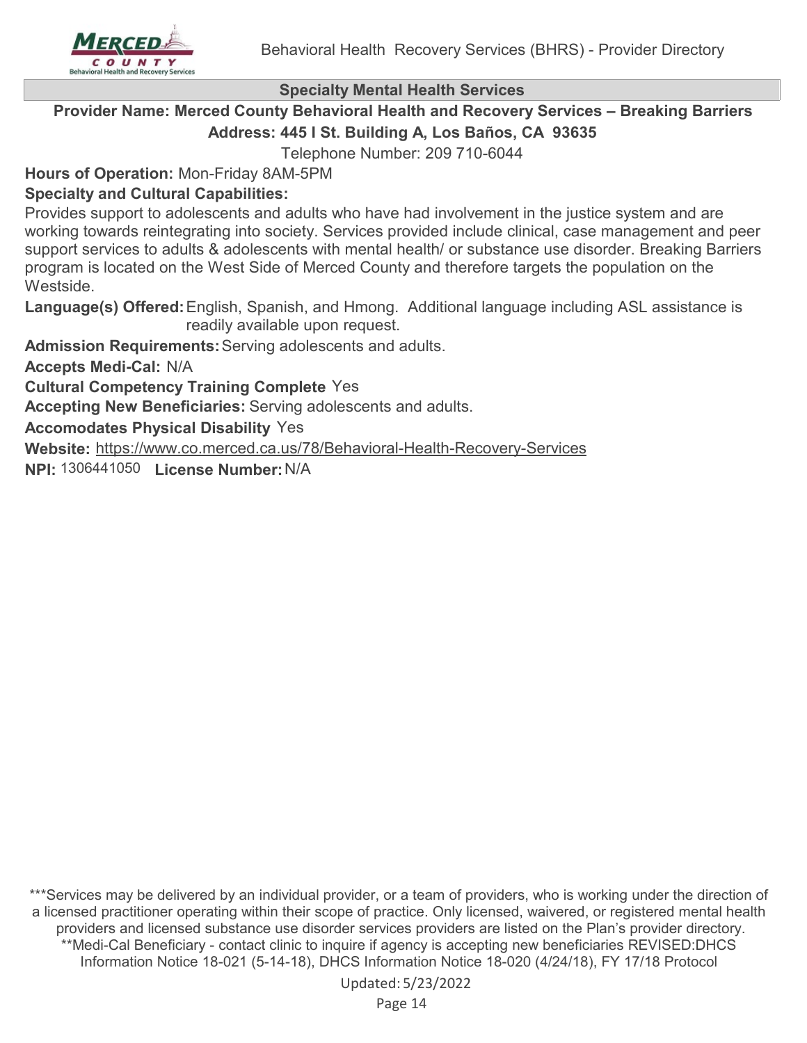## Specialty Mental Health Services

**Provider Name: Merced County Behavioral Health and Recovery Services – Breaking Barriers**

**Address: 445 I St. Building A, Los Baños, CA 93635**

Telephone Number: 209 710-6044

**Hours of Operation:** Mon-Friday 8AM-5PM

**Specialty and Cultural Capabilities:**

Provides support to adolescents and adults who have had involvement in the justice system and are working towards reintegrating into society. Services provided include clinical, case management and peer support services to adults & adolescents with mental health/ or substance use disorder. Breaking Barriers program is located on the West Side of Merced County and therefore targets the population on the Westside.

**Language(s) Offered:** English, Spanish, and Hmong. Additional language including ASL assistance is readily available upon request.

**Admission Requirements:** Serving adolescents and adults.

**Accepts Medi-Cal:** N/A

**Cultural Competency Training Complete** Yes

**Accepting New Beneficiaries:** Serving adolescents and adults.

**Accomodates Physical Disability** Yes

**Website:** https://www.co.merced.ca.us/78/Behavioral-Health-Recovery-Services

**NPI:** 1306441050 **License Number:** N/A

***Services may be delivered by an individual provider, or a team of providers, who is working under the direction of a licensed practitioner operating within their scope of practice. Only licensed, waivered, or registered mental health providers and licensed substance use disorder services providers are listed on the Plan's provider directory.
**Medi-Cal Beneficiary - contact clinic to inquire if agency is accepting new beneficiaries REVISED:DHCS Information Notice 18-021 (5-14-18), DHCS Information Notice 18-020 (4/24/18), FY 17/18 Protocol

Updated: 5/23/2022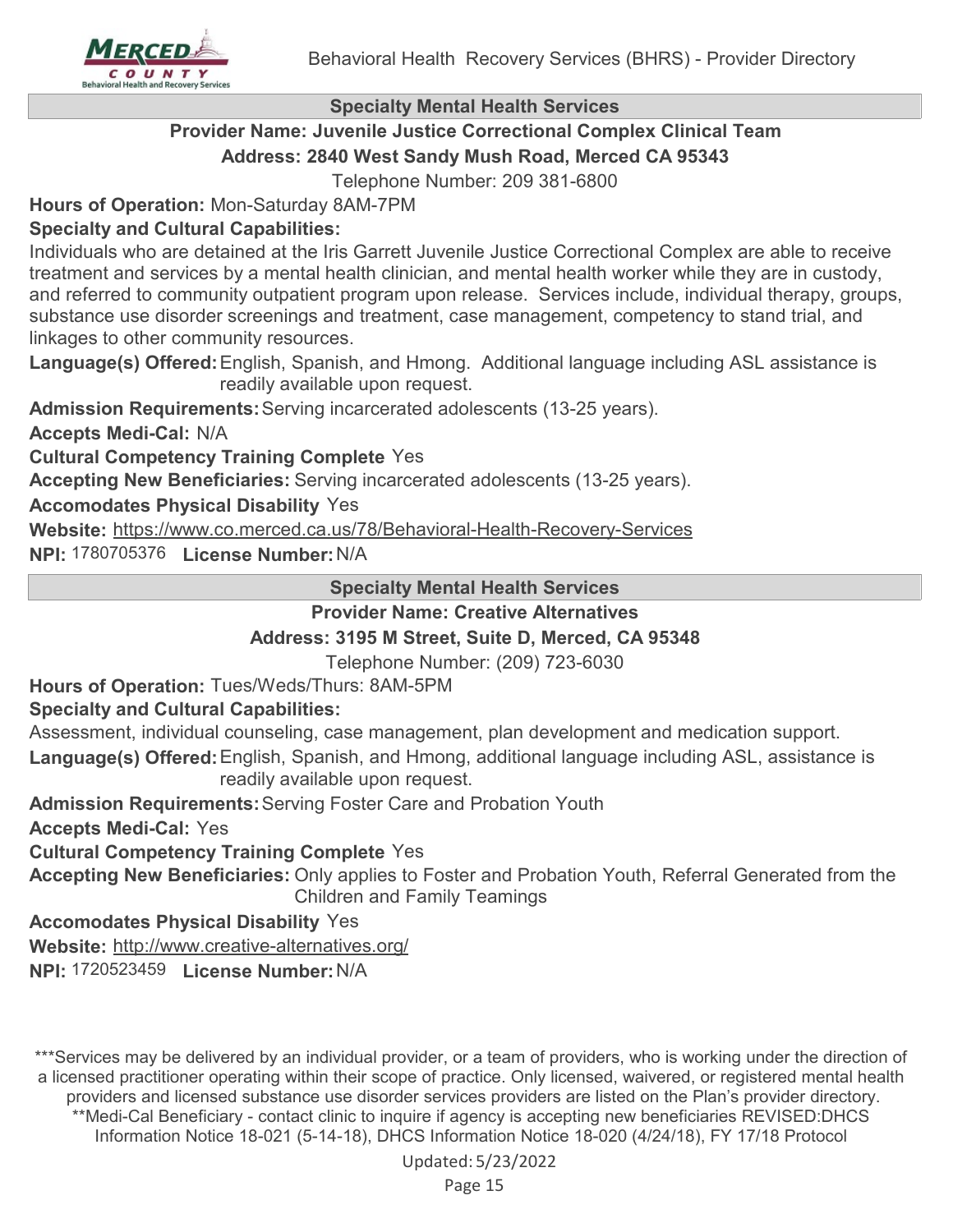## Specialty Mental Health Services

**Provider Name: Juvenile Justice Correctional Complex Clinical Team**

**Address: 2840 West Sandy Mush Road, Merced CA 95343**

Telephone Number: 209 381-6800

**Hours of Operation:** Mon-Saturday 8AM-7PM

**Specialty and Cultural Capabilities:**

Individuals who are detained at the Iris Garrett Juvenile Justice Correctional Complex are able to receive treatment and services by a mental health clinician, and mental health worker while they are in custody, and referred to community outpatient program upon release. Services include, individual therapy, groups, substance use disorder screenings and treatment, case management, competency to stand trial, and linkages to other community resources.

**Language(s) Offered:** English, Spanish, and Hmong. Additional language including ASL assistance is readily available upon request.

**Admission Requirements:** Serving incarcerated adolescents (13-25 years).

**Accepts Medi-Cal:** N/A

**Cultural Competency Training Complete** Yes

**Accepting New Beneficiaries:** Serving incarcerated adolescents (13-25 years).

**Accomodates Physical Disability** Yes

**Website:** https://www.co.merced.ca.us/78/Behavioral-Health-Recovery-Services

**NPI:** 1780705376 **License Number:** N/A

## Specialty Mental Health Services

**Provider Name: Creative Alternatives**

**Address: 3195 M Street, Suite D, Merced, CA 95348**

Telephone Number: (209) 723-6030

**Hours of Operation:** Tues/Weds/Thurs: 8AM-5PM

**Specialty and Cultural Capabilities:**

Assessment, individual counseling, case management, plan development and medication support.

**Language(s) Offered:** English, Spanish, and Hmong, additional language including ASL, assistance is readily available upon request.

**Admission Requirements:** Serving Foster Care and Probation Youth

**Accepts Medi-Cal:** Yes

**Cultural Competency Training Complete** Yes

**Accepting New Beneficiaries:** Only applies to Foster and Probation Youth, Referral Generated from the Children and Family Teamings

**Accomodates Physical Disability** Yes

**Website:** http://www.creative-alternatives.org/

**NPI:** 1720523459 **License Number:** N/A

***Services may be delivered by an individual provider, or a team of providers, who is working under the direction of a licensed practitioner operating within their scope of practice. Only licensed, waivered, or registered mental health providers and licensed substance use disorder services providers are listed on the Plan's provider directory.
**Medi-Cal Beneficiary - contact clinic to inquire if agency is accepting new beneficiaries REVISED:DHCS Information Notice 18-021 (5-14-18), DHCS Information Notice 18-020 (4/24/18), FY 17/18 Protocol

Updated: 5/23/2022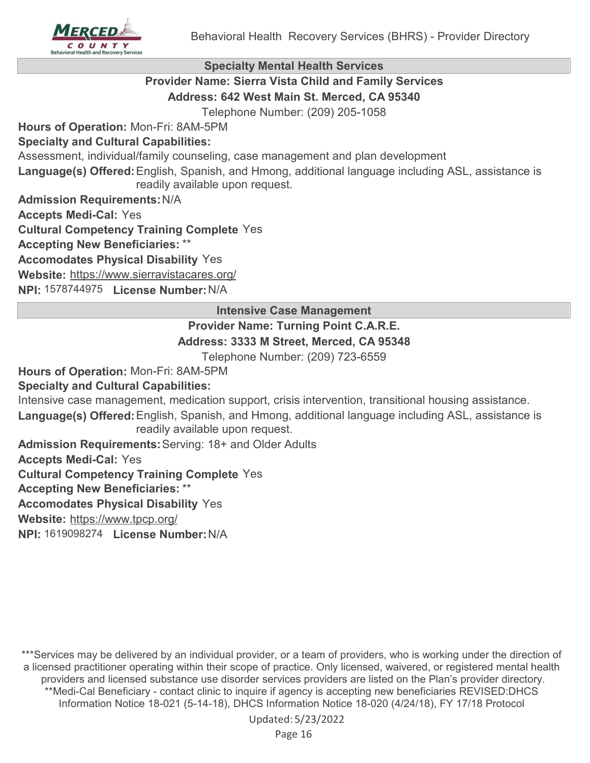## Specialty Mental Health Services

**Provider Name: Sierra Vista Child and Family Services**

**Address: 642 West Main St. Merced, CA 95340**

Telephone Number: (209) 205-1058

**Hours of Operation:** Mon-Fri: 8AM-5PM

**Specialty and Cultural Capabilities:**

Assessment, individual/family counseling, case management and plan development

**Language(s) Offered:** English, Spanish, and Hmong, additional language including ASL, assistance is readily available upon request.

**Admission Requirements:** N/A

**Accepts Medi-Cal:** Yes

**Cultural Competency Training Complete** Yes

**Accepting New Beneficiaries:** **

**Accomodates Physical Disability** Yes

**Website:** https://www.sierravistacares.org/

**NPI:** 1578744975 **License Number:** N/A

## Intensive Case Management

**Provider Name: Turning Point C.A.R.E.**

**Address: 3333 M Street, Merced, CA 95348**

Telephone Number: (209) 723-6559

**Hours of Operation:** Mon-Fri: 8AM-5PM

**Specialty and Cultural Capabilities:**

Intensive case management, medication support, crisis intervention, transitional housing assistance.

**Language(s) Offered:** English, Spanish, and Hmong, additional language including ASL, assistance is readily available upon request.

**Admission Requirements:** Serving: 18+ and Older Adults

**Accepts Medi-Cal:** Yes

**Cultural Competency Training Complete** Yes

**Accepting New Beneficiaries:** **

**Accomodates Physical Disability** Yes

**Website:** https://www.tpcp.org/

**NPI:** 1619098274 **License Number:** N/A

***Services may be delivered by an individual provider, or a team of providers, who is working under the direction of a licensed practitioner operating within their scope of practice. Only licensed, waivered, or registered mental health providers and licensed substance use disorder services providers are listed on the Plan's provider directory.
**Medi-Cal Beneficiary - contact clinic to inquire if agency is accepting new beneficiaries REVISED:DHCS Information Notice 18-021 (5-14-18), DHCS Information Notice 18-020 (4/24/18), FY 17/18 Protocol

Updated: 5/23/2022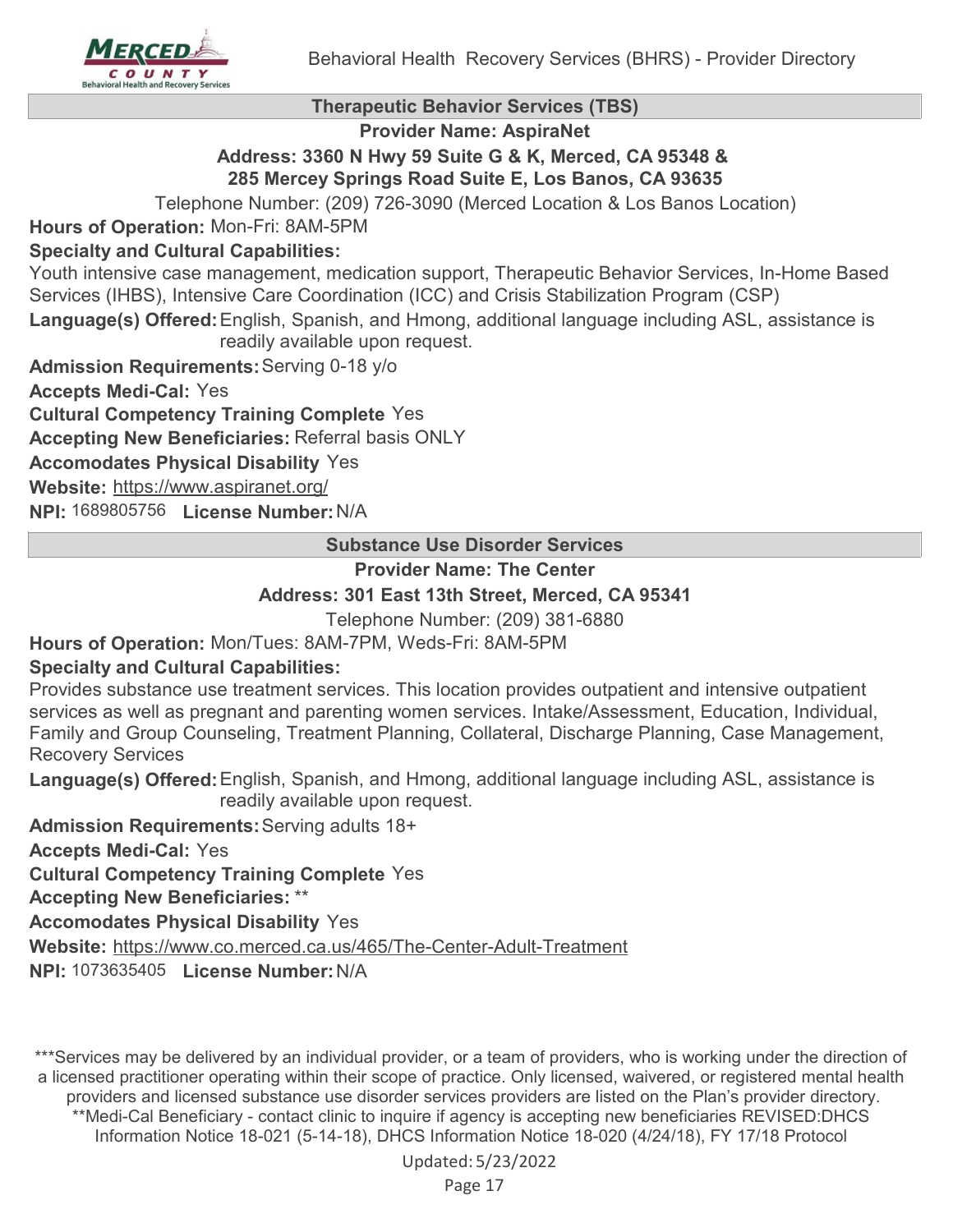## Therapeutic Behavior Services (TBS)

**Provider Name: AspiraNet**

**Address: 3360 N Hwy 59 Suite G & K, Merced, CA 95348 &**
**285 Mercey Springs Road Suite E, Los Banos, CA 93635**

Telephone Number: (209) 726-3090 (Merced Location & Los Banos Location)

**Hours of Operation:** Mon-Fri: 8AM-5PM

**Specialty and Cultural Capabilities:**

Youth intensive case management, medication support, Therapeutic Behavior Services, In-Home Based Services (IHBS), Intensive Care Coordination (ICC) and Crisis Stabilization Program (CSP)

**Language(s) Offered:** English, Spanish, and Hmong, additional language including ASL, assistance is readily available upon request.

**Admission Requirements:** Serving 0-18 y/o

**Accepts Medi-Cal:** Yes

**Cultural Competency Training Complete** Yes

**Accepting New Beneficiaries:** Referral basis ONLY

**Accomodates Physical Disability** Yes

**Website:** https://www.aspiranet.org/

**NPI:** 1689805756 **License Number:** N/A

## Substance Use Disorder Services

**Provider Name: The Center**

**Address: 301 East 13th Street, Merced, CA 95341**

Telephone Number: (209) 381-6880

**Hours of Operation:** Mon/Tues: 8AM-7PM, Weds-Fri: 8AM-5PM

**Specialty and Cultural Capabilities:**

Provides substance use treatment services. This location provides outpatient and intensive outpatient services as well as pregnant and parenting women services. Intake/Assessment, Education, Individual, Family and Group Counseling, Treatment Planning, Collateral, Discharge Planning, Case Management, Recovery Services

**Language(s) Offered:** English, Spanish, and Hmong, additional language including ASL, assistance is readily available upon request.

**Admission Requirements:** Serving adults 18+

**Accepts Medi-Cal:** Yes

**Cultural Competency Training Complete** Yes

**Accepting New Beneficiaries:** **

**Accomodates Physical Disability** Yes

**Website:** https://www.co.merced.ca.us/465/The-Center-Adult-Treatment

**NPI:** 1073635405 **License Number:** N/A

***Services may be delivered by an individual provider, or a team of providers, who is working under the direction of a licensed practitioner operating within their scope of practice. Only licensed, waivered, or registered mental health providers and licensed substance use disorder services providers are listed on the Plan's provider directory.
**Medi-Cal Beneficiary - contact clinic to inquire if agency is accepting new beneficiaries REVISED:DHCS Information Notice 18-021 (5-14-18), DHCS Information Notice 18-020 (4/24/18), FY 17/18 Protocol

Updated: 5/23/2022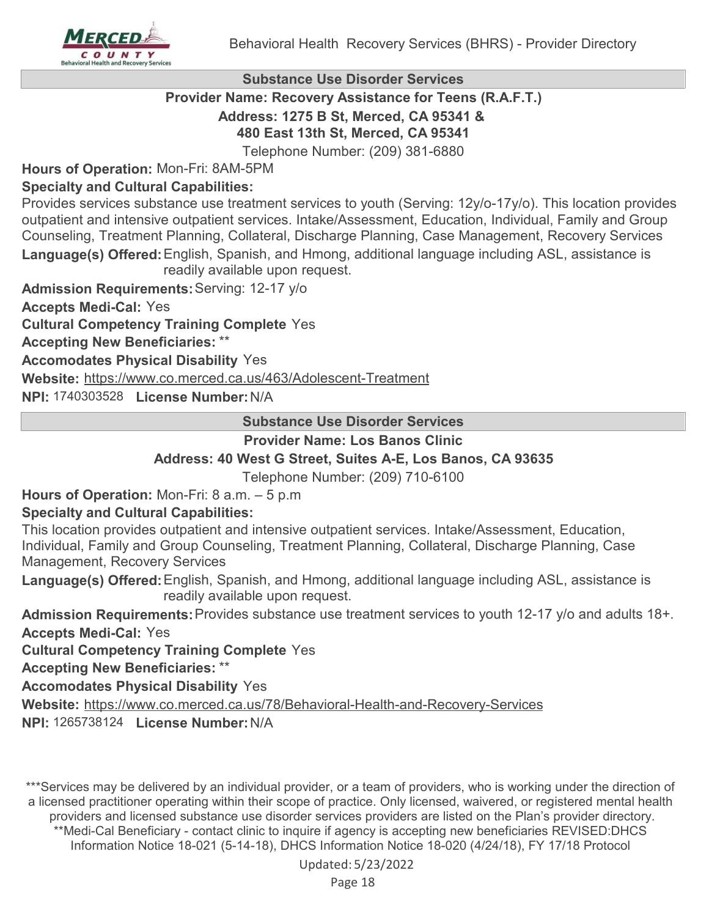## Substance Use Disorder Services

**Provider Name: Recovery Assistance for Teens (R.A.F.T.)**

**Address: 1275 B St, Merced, CA 95341 &**
**480 East 13th St, Merced, CA 95341**

Telephone Number: (209) 381-6880

**Hours of Operation:** Mon-Fri: 8AM-5PM

**Specialty and Cultural Capabilities:**

Provides services substance use treatment services to youth (Serving: 12y/o-17y/o). This location provides outpatient and intensive outpatient services. Intake/Assessment, Education, Individual, Family and Group Counseling, Treatment Planning, Collateral, Discharge Planning, Case Management, Recovery Services

**Language(s) Offered:** English, Spanish, and Hmong, additional language including ASL, assistance is readily available upon request.

**Admission Requirements:** Serving: 12-17 y/o

**Accepts Medi-Cal:** Yes

**Cultural Competency Training Complete** Yes

**Accepting New Beneficiaries:** **

**Accomodates Physical Disability** Yes

**Website:** https://www.co.merced.ca.us/463/Adolescent-Treatment

**NPI:** 1740303528 **License Number:** N/A

## Substance Use Disorder Services

**Provider Name: Los Banos Clinic**

**Address: 40 West G Street, Suites A-E, Los Banos, CA 93635**

Telephone Number: (209) 710-6100

**Hours of Operation:** Mon-Fri: 8 a.m. – 5 p.m

**Specialty and Cultural Capabilities:**

This location provides outpatient and intensive outpatient services. Intake/Assessment, Education, Individual, Family and Group Counseling, Treatment Planning, Collateral, Discharge Planning, Case Management, Recovery Services

**Language(s) Offered:** English, Spanish, and Hmong, additional language including ASL, assistance is readily available upon request.

**Admission Requirements:** Provides substance use treatment services to youth 12-17 y/o and adults 18+.

**Accepts Medi-Cal:** Yes

**Cultural Competency Training Complete** Yes

**Accepting New Beneficiaries:** **

**Accomodates Physical Disability** Yes

**Website:** https://www.co.merced.ca.us/78/Behavioral-Health-and-Recovery-Services

**NPI:** 1265738124 **License Number:** N/A

***Services may be delivered by an individual provider, or a team of providers, who is working under the direction of a licensed practitioner operating within their scope of practice. Only licensed, waivered, or registered mental health providers and licensed substance use disorder services providers are listed on the Plan's provider directory.
**Medi-Cal Beneficiary - contact clinic to inquire if agency is accepting new beneficiaries REVISED:DHCS Information Notice 18-021 (5-14-18), DHCS Information Notice 18-020 (4/24/18), FY 17/18 Protocol

Updated: 5/23/2022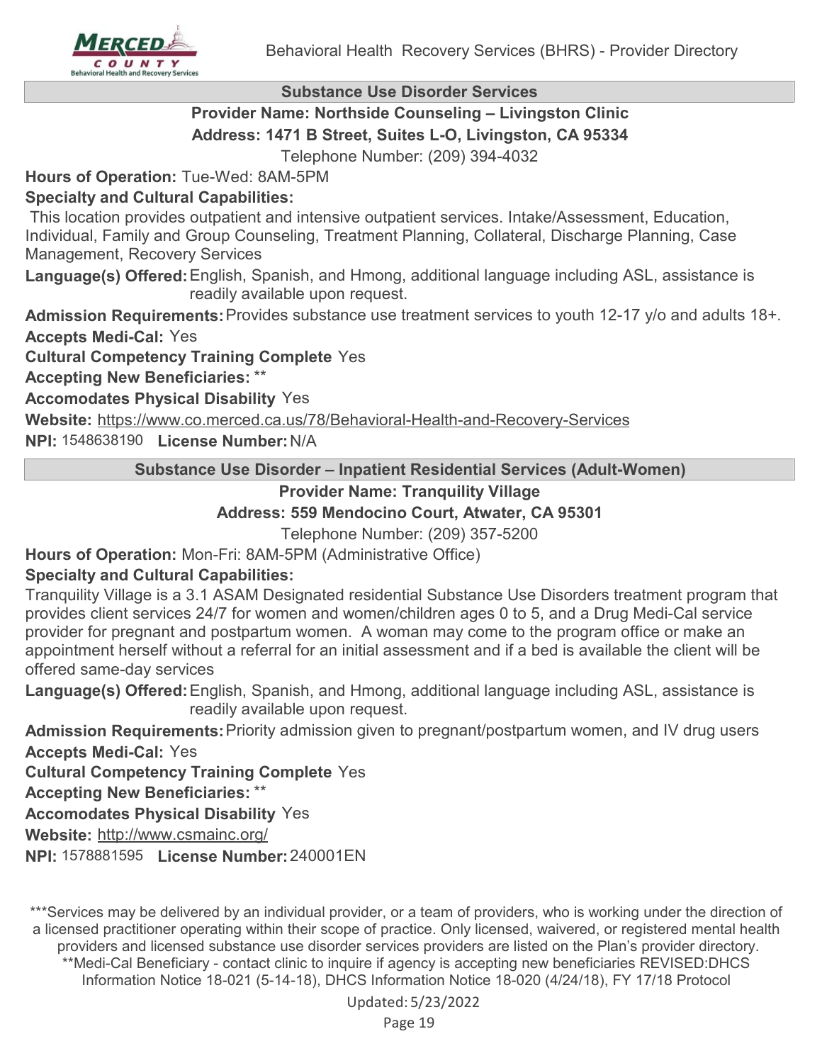## Substance Use Disorder Services

**Provider Name: Northside Counseling – Livingston Clinic**

**Address: 1471 B Street, Suites L-O, Livingston, CA 95334**

Telephone Number: (209) 394-4032

**Hours of Operation:** Tue-Wed: 8AM-5PM

**Specialty and Cultural Capabilities:**

This location provides outpatient and intensive outpatient services. Intake/Assessment, Education, Individual, Family and Group Counseling, Treatment Planning, Collateral, Discharge Planning, Case Management, Recovery Services

**Language(s) Offered:** English, Spanish, and Hmong, additional language including ASL, assistance is readily available upon request.

**Admission Requirements:** Provides substance use treatment services to youth 12-17 y/o and adults 18+.

**Accepts Medi-Cal:** Yes

**Cultural Competency Training Complete** Yes

**Accepting New Beneficiaries:** **

**Accomodates Physical Disability** Yes

**Website:** https://www.co.merced.ca.us/78/Behavioral-Health-and-Recovery-Services

**NPI:** 1548638190 **License Number:** N/A

## Substance Use Disorder – Inpatient Residential Services (Adult-Women)

**Provider Name: Tranquility Village**

**Address: 559 Mendocino Court, Atwater, CA 95301**

Telephone Number: (209) 357-5200

**Hours of Operation:** Mon-Fri: 8AM-5PM (Administrative Office)

**Specialty and Cultural Capabilities:**

Tranquility Village is a 3.1 ASAM Designated residential Substance Use Disorders treatment program that provides client services 24/7 for women and women/children ages 0 to 5, and a Drug Medi-Cal service provider for pregnant and postpartum women. A woman may come to the program office or make an appointment herself without a referral for an initial assessment and if a bed is available the client will be offered same-day services

**Language(s) Offered:** English, Spanish, and Hmong, additional language including ASL, assistance is readily available upon request.

**Admission Requirements:** Priority admission given to pregnant/postpartum women, and IV drug users

**Accepts Medi-Cal:** Yes

**Cultural Competency Training Complete** Yes

**Accepting New Beneficiaries:** **

**Accomodates Physical Disability** Yes

**Website:** http://www.csmainc.org/

**NPI:** 1578881595 **License Number:** 240001EN

***Services may be delivered by an individual provider, or a team of providers, who is working under the direction of a licensed practitioner operating within their scope of practice. Only licensed, waivered, or registered mental health providers and licensed substance use disorder services providers are listed on the Plan's provider directory.
**Medi-Cal Beneficiary - contact clinic to inquire if agency is accepting new beneficiaries REVISED:DHCS Information Notice 18-021 (5-14-18), DHCS Information Notice 18-020 (4/24/18), FY 17/18 Protocol

Updated: 5/23/2022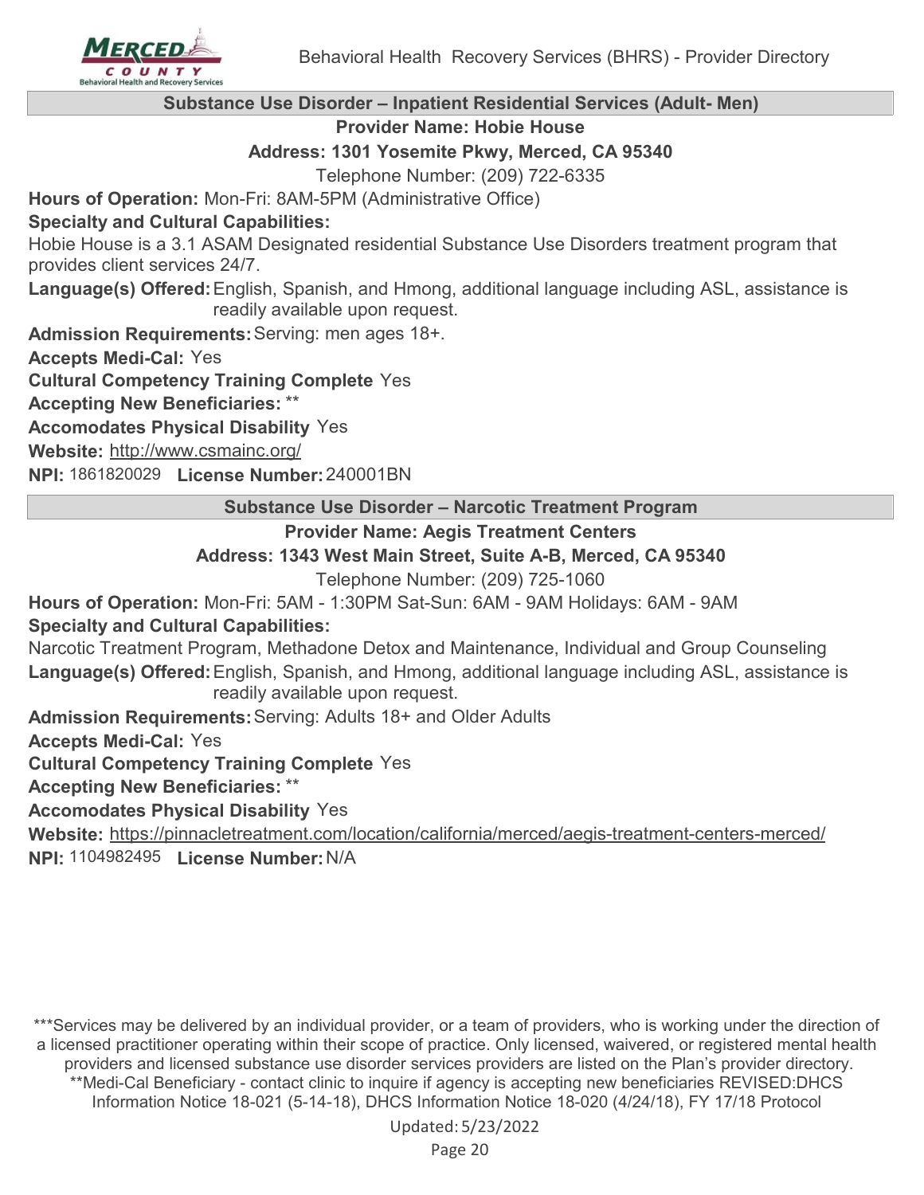## Substance Use Disorder – Inpatient Residential Services (Adult- Men)

**Provider Name: Hobie House**

**Address: 1301 Yosemite Pkwy, Merced, CA 95340**

Telephone Number: (209) 722-6335

**Hours of Operation:** Mon-Fri: 8AM-5PM (Administrative Office)

**Specialty and Cultural Capabilities:**

Hobie House is a 3.1 ASAM Designated residential Substance Use Disorders treatment program that provides client services 24/7.

**Language(s) Offered:** English, Spanish, and Hmong, additional language including ASL, assistance is readily available upon request.

**Admission Requirements:** Serving: men ages 18+.

**Accepts Medi-Cal:** Yes

**Cultural Competency Training Complete** Yes

**Accepting New Beneficiaries:** **

**Accomodates Physical Disability** Yes

**Website:** http://www.csmainc.org/

**NPI:** 1861820029 **License Number:** 240001BN

## Substance Use Disorder – Narcotic Treatment Program

**Provider Name: Aegis Treatment Centers**

**Address: 1343 West Main Street, Suite A-B, Merced, CA 95340**

Telephone Number: (209) 725-1060

**Hours of Operation:** Mon-Fri: 5AM - 1:30PM Sat-Sun: 6AM - 9AM Holidays: 6AM - 9AM

**Specialty and Cultural Capabilities:**

Narcotic Treatment Program, Methadone Detox and Maintenance, Individual and Group Counseling

**Language(s) Offered:** English, Spanish, and Hmong, additional language including ASL, assistance is readily available upon request.

**Admission Requirements:** Serving: Adults 18+ and Older Adults

**Accepts Medi-Cal:** Yes

**Cultural Competency Training Complete** Yes

**Accepting New Beneficiaries:** **

**Accomodates Physical Disability** Yes

**Website:** https://pinnacletreatment.com/location/california/merced/aegis-treatment-centers-merced/

**NPI:** 1104982495 **License Number:** N/A

***Services may be delivered by an individual provider, or a team of providers, who is working under the direction of a licensed practitioner operating within their scope of practice. Only licensed, waivered, or registered mental health providers and licensed substance use disorder services providers are listed on the Plan's provider directory.
**Medi-Cal Beneficiary - contact clinic to inquire if agency is accepting new beneficiaries REVISED:DHCS Information Notice 18-021 (5-14-18), DHCS Information Notice 18-020 (4/24/18), FY 17/18 Protocol

Updated: 5/23/2022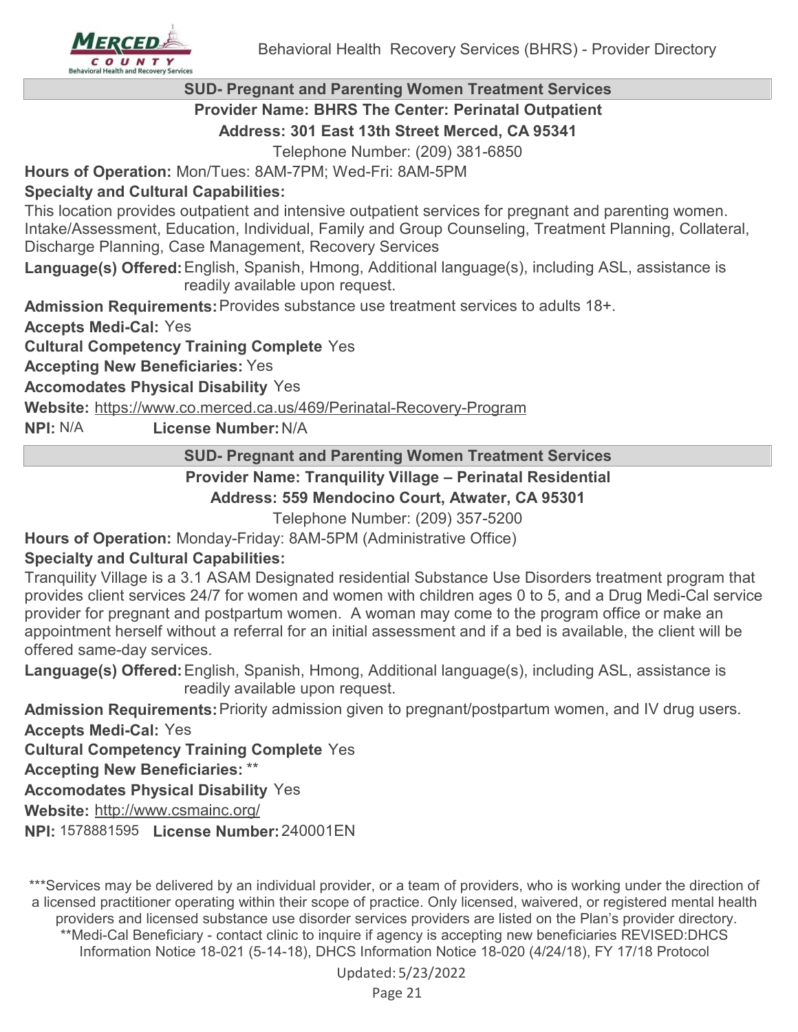## SUD- Pregnant and Parenting Women Treatment Services

**Provider Name: BHRS The Center: Perinatal Outpatient**

**Address: 301 East 13th Street Merced, CA 95341**

Telephone Number: (209) 381-6850

**Hours of Operation:** Mon/Tues: 8AM-7PM; Wed-Fri: 8AM-5PM

**Specialty and Cultural Capabilities:**

This location provides outpatient and intensive outpatient services for pregnant and parenting women. Intake/Assessment, Education, Individual, Family and Group Counseling, Treatment Planning, Collateral, Discharge Planning, Case Management, Recovery Services

**Language(s) Offered:** English, Spanish, Hmong, Additional language(s), including ASL, assistance is readily available upon request.

**Admission Requirements:** Provides substance use treatment services to adults 18+.

**Accepts Medi-Cal:** Yes

**Cultural Competency Training Complete** Yes

**Accepting New Beneficiaries:** Yes

**Accomodates Physical Disability** Yes

**Website:** https://www.co.merced.ca.us/469/Perinatal-Recovery-Program

**NPI:** N/A **License Number:** N/A

## SUD- Pregnant and Parenting Women Treatment Services

**Provider Name: Tranquility Village – Perinatal Residential**

**Address: 559 Mendocino Court, Atwater, CA 95301**

Telephone Number: (209) 357-5200

**Hours of Operation:** Monday-Friday: 8AM-5PM (Administrative Office)

**Specialty and Cultural Capabilities:**

Tranquility Village is a 3.1 ASAM Designated residential Substance Use Disorders treatment program that provides client services 24/7 for women and women with children ages 0 to 5, and a Drug Medi-Cal service provider for pregnant and postpartum women. A woman may come to the program office or make an appointment herself without a referral for an initial assessment and if a bed is available, the client will be offered same-day services.

**Language(s) Offered:** English, Spanish, Hmong, Additional language(s), including ASL, assistance is readily available upon request.

**Admission Requirements:** Priority admission given to pregnant/postpartum women, and IV drug users.

**Accepts Medi-Cal:** Yes

**Cultural Competency Training Complete** Yes

**Accepting New Beneficiaries:** **

**Accomodates Physical Disability** Yes

**Website:** http://www.csmainc.org/

**NPI:** 1578881595 **License Number:** 240001EN

***Services may be delivered by an individual provider, or a team of providers, who is working under the direction of a licensed practitioner operating within their scope of practice. Only licensed, waivered, or registered mental health providers and licensed substance use disorder services providers are listed on the Plan's provider directory.
**Medi-Cal Beneficiary - contact clinic to inquire if agency is accepting new beneficiaries REVISED:DHCS Information Notice 18-021 (5-14-18), DHCS Information Notice 18-020 (4/24/18), FY 17/18 Protocol

Updated: 5/23/2022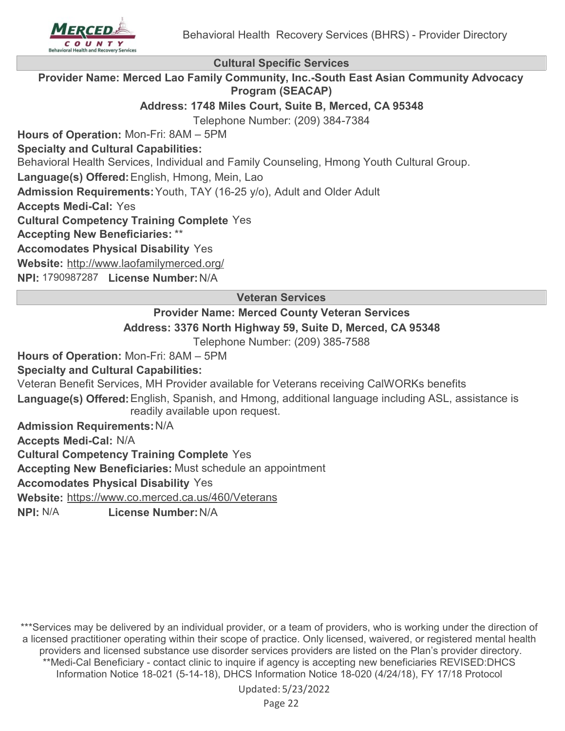## Cultural Specific Services

**Provider Name: Merced Lao Family Community, Inc.-South East Asian Community Advocacy Program (SEACAP)**

**Address: 1748 Miles Court, Suite B, Merced, CA 95348**

Telephone Number: (209) 384-7384

**Hours of Operation:** Mon-Fri: 8AM – 5PM

**Specialty and Cultural Capabilities:**

Behavioral Health Services, Individual and Family Counseling, Hmong Youth Cultural Group.

**Language(s) Offered:** English, Hmong, Mein, Lao

**Admission Requirements:** Youth, TAY (16-25 y/o), Adult and Older Adult

**Accepts Medi-Cal:** Yes

**Cultural Competency Training Complete** Yes

**Accepting New Beneficiaries:** **

**Accomodates Physical Disability** Yes

**Website:** http://www.laofamilymerced.org/

**NPI:** 1790987287 **License Number:** N/A

## Veteran Services

**Provider Name: Merced County Veteran Services**

**Address: 3376 North Highway 59, Suite D, Merced, CA 95348**

Telephone Number: (209) 385-7588

**Hours of Operation:** Mon-Fri: 8AM – 5PM

**Specialty and Cultural Capabilities:**

Veteran Benefit Services, MH Provider available for Veterans receiving CalWORKs benefits

**Language(s) Offered:** English, Spanish, and Hmong, additional language including ASL, assistance is readily available upon request.

**Admission Requirements:** N/A

**Accepts Medi-Cal:** N/A

**Cultural Competency Training Complete** Yes

**Accepting New Beneficiaries:** Must schedule an appointment

**Accomodates Physical Disability** Yes

**Website:** https://www.co.merced.ca.us/460/Veterans

**NPI:** N/A **License Number:** N/A

***Services may be delivered by an individual provider, or a team of providers, who is working under the direction of a licensed practitioner operating within their scope of practice. Only licensed, waivered, or registered mental health providers and licensed substance use disorder services providers are listed on the Plan's provider directory.
**Medi-Cal Beneficiary - contact clinic to inquire if agency is accepting new beneficiaries REVISED:DHCS Information Notice 18-021 (5-14-18), DHCS Information Notice 18-020 (4/24/18), FY 17/18 Protocol

Updated: 5/23/2022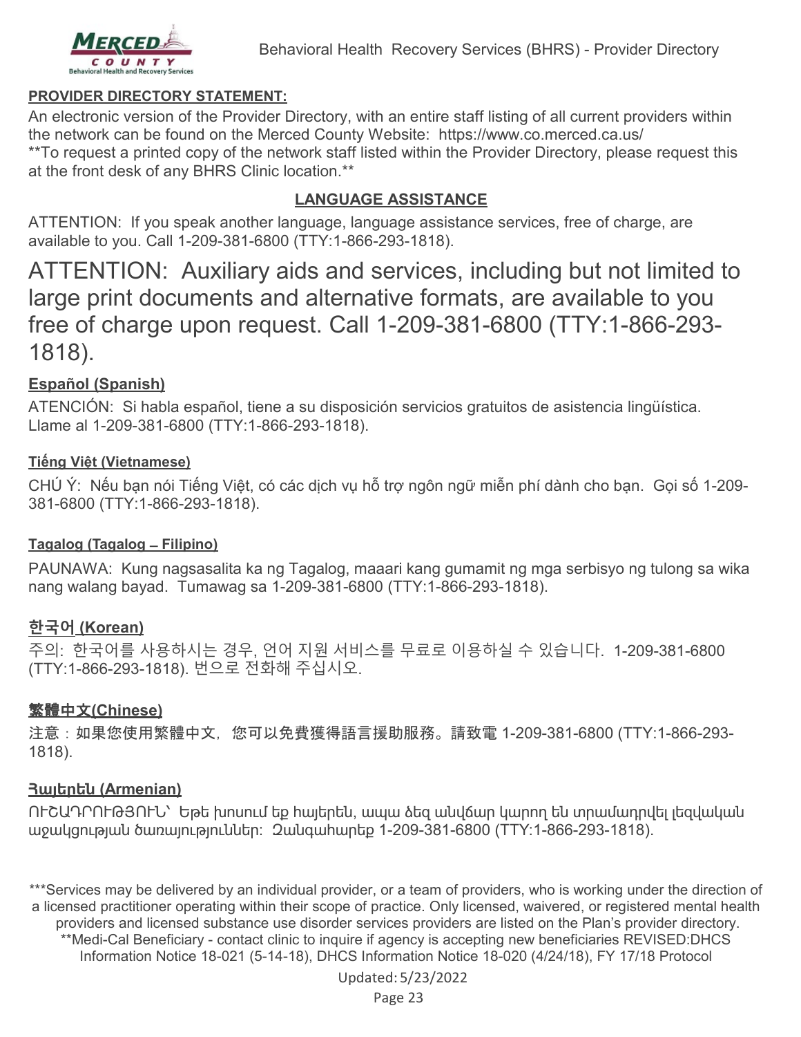**PROVIDER DIRECTORY STATEMENT:**

An electronic version of the Provider Directory, with an entire staff listing of all current providers within the network can be found on the Merced County Website: https://www.co.merced.ca.us/

**To request a printed copy of the network staff listed within the Provider Directory, please request this at the front desk of any BHRS Clinic location.**

## LANGUAGE ASSISTANCE

ATTENTION: If you speak another language, language assistance services, free of charge, are available to you. Call 1-209-381-6800 (TTY:1-866-293-1818).

## ATTENTION: Auxiliary aids and services, including but not limited to large print documents and alternative formats, are available to you free of charge upon request. Call 1-209-381-6800 (TTY:1-866-293-1818).

**Español (Spanish)**

ATENCIÓN: Si habla español, tiene a su disposición servicios gratuitos de asistencia lingüística. Llame al 1-209-381-6800 (TTY:1-866-293-1818).

**Tiếng Việt (Vietnamese)**

CHÚ Ý: Nếu bạn nói Tiếng Việt, có các dịch vụ hỗ trợ ngôn ngữ miễn phí dành cho bạn. Gọi số 1-209-381-6800 (TTY:1-866-293-1818).

**Tagalog (Tagalog – Filipino)**

PAUNAWA: Kung nagsasalita ka ng Tagalog, maaari kang gumamit ng mga serbisyo ng tulong sa wika nang walang bayad. Tumawag sa 1-209-381-6800 (TTY:1-866-293-1818).

**한국어 (Korean)**

주의: 한국어를 사용하시는 경우, 언어 지원 서비스를 무료로 이용하실 수 있습니다. 1-209-381-6800 (TTY:1-866-293-1818). 번으로 전화해 주십시오.

**繁體中文(Chinese)**

注意：如果您使用繁體中文，您可以免費獲得語言援助服務。請致電 1-209-381-6800 (TTY:1-866-293-1818).

**Հայերեն (Armenian)**

ՈՒՇԱԴՐՈՒԹՅՈՒՆ՝ Եթե խոսում եք հայերեն, ապա ձեզ անվճար կարող են տրամադրվել լեզվական աջակցության ծառայություններ: Զանգահարեք 1-209-381-6800 (TTY:1-866-293-1818).

***Services may be delivered by an individual provider, or a team of providers, who is working under the direction of a licensed practitioner operating within their scope of practice. Only licensed, waivered, or registered mental health providers and licensed substance use disorder services providers are listed on the Plan's provider directory.
**Medi-Cal Beneficiary - contact clinic to inquire if agency is accepting new beneficiaries REVISED:DHCS Information Notice 18-021 (5-14-18), DHCS Information Notice 18-020 (4/24/18), FY 17/18 Protocol

Updated: 5/23/2022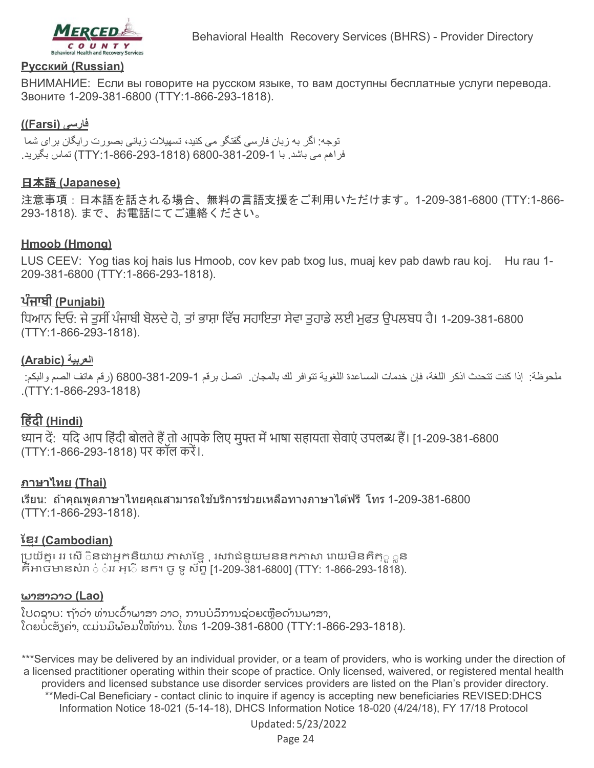**Русский (Russian)**

ВНИМАНИЕ: Если вы говорите на русском языке, то вам доступны бесплатные услуги перевода. Звоните 1-209-381-6800 (TTY:1-866-293-1818).

**((Farsi) فارسی**

توجه: اگر به زبان فارسی گفتگو می کنید، تسهیلات زبانی بصورت رایگان برای شما فراهم می باشد. با 1-209-381-6800 (TTY:1-866-293-1818) تماس بگیرید.

**日本語 (Japanese)**

注意事項：日本語を話される場合、無料の言語支援をご利用いただけます。1-209-381-6800 (TTY:1-866-293-1818). まで、お電話にてご連絡ください。

**Hmoob (Hmong)**

LUS CEEV: Yog tias koj hais lus Hmoob, cov kev pab txog lus, muaj kev pab dawb rau koj. Hu rau 1-209-381-6800 (TTY:1-866-293-1818).

**ਪੰਜਾਬੀ (Punjabi)**

ਧਿਆਨ ਦਿਓ: ਜੇ ਤੁਸੀਂ ਪੰਜਾਬੀ ਬੋਲਦੇ ਹੋ, ਤਾਂ ਭਾਸ਼ਾ ਵਿੱਚ ਸਹਾਇਤਾ ਸੇਵਾ ਤੁਹਾਡੇ ਲਈ ਮੁਫਤ ਉਪਲਬਧ ਹੈ। 1-209-381-6800 (TTY:1-866-293-1818).

**(Arabic) العربية**

ملحوظة: إذا كنت تتحدث اذكر اللغة، فإن خدمات المساعدة اللغوية تتوافر لك بالمجان. اتصل برقم 1-209-381-6800 (رقم هاتف الصم والبكم: (TTY:1-866-293-1818).

**हिंदी (Hindi)**

ध्यान दें: यदि आप हिंदी बोलते हैं तो आपके लिए मुफ्त में भाषा सहायता सेवाएं उपलब्ध हैं। [1-209-381-6800 (TTY:1-866-293-1818) पर कॉल करें।.

**ภาษาไทย (Thai)**

เรียน: ถ้าคุณพูดภาษาไทยคุณสามารถใช้บริการช่วยเหลือทางภาษาได้ฟรี โทร 1-209-381-6800 (TTY:1-866-293-1818).

**ខ្មែរ (Cambodian)**

ប្រយ័ត្ន៖ ររ សើ ិនជាអ្នកនិយាយ ភាសាខ្មែ , រសវាជំនួយមននកភាសា រោយមិនគិត្ួលន គឺអាចមានសំរា ់ ំររ អ្ើ នក។ ចូ ទូ ស័ព្ទ [1-209-381-6800] (TTY: 1-866-293-1818).

**ພາສາລາວ (Lao)**

ໂປດຊາບ: ຖ້າວ່າ ທ່ານເວົ້າພາສາ ລາວ, ການບໍລິການຊ່ວຍເຫຼືອດ້ານພາສາ, ໂດຍບໍ່ເສັຽຄ່າ, ແມ່ນມີພ້ອມໃຫ້ທ່ານ. ໂທຣ 1-209-381-6800 (TTY:1-866-293-1818).

***Services may be delivered by an individual provider, or a team of providers, who is working under the direction of a licensed practitioner operating within their scope of practice. Only licensed, waivered, or registered mental health providers and licensed substance use disorder services providers are listed on the Plan's provider directory.
**Medi-Cal Beneficiary - contact clinic to inquire if agency is accepting new beneficiaries REVISED:DHCS Information Notice 18-021 (5-14-18), DHCS Information Notice 18-020 (4/24/18), FY 17/18 Protocol

Updated: 5/23/2022